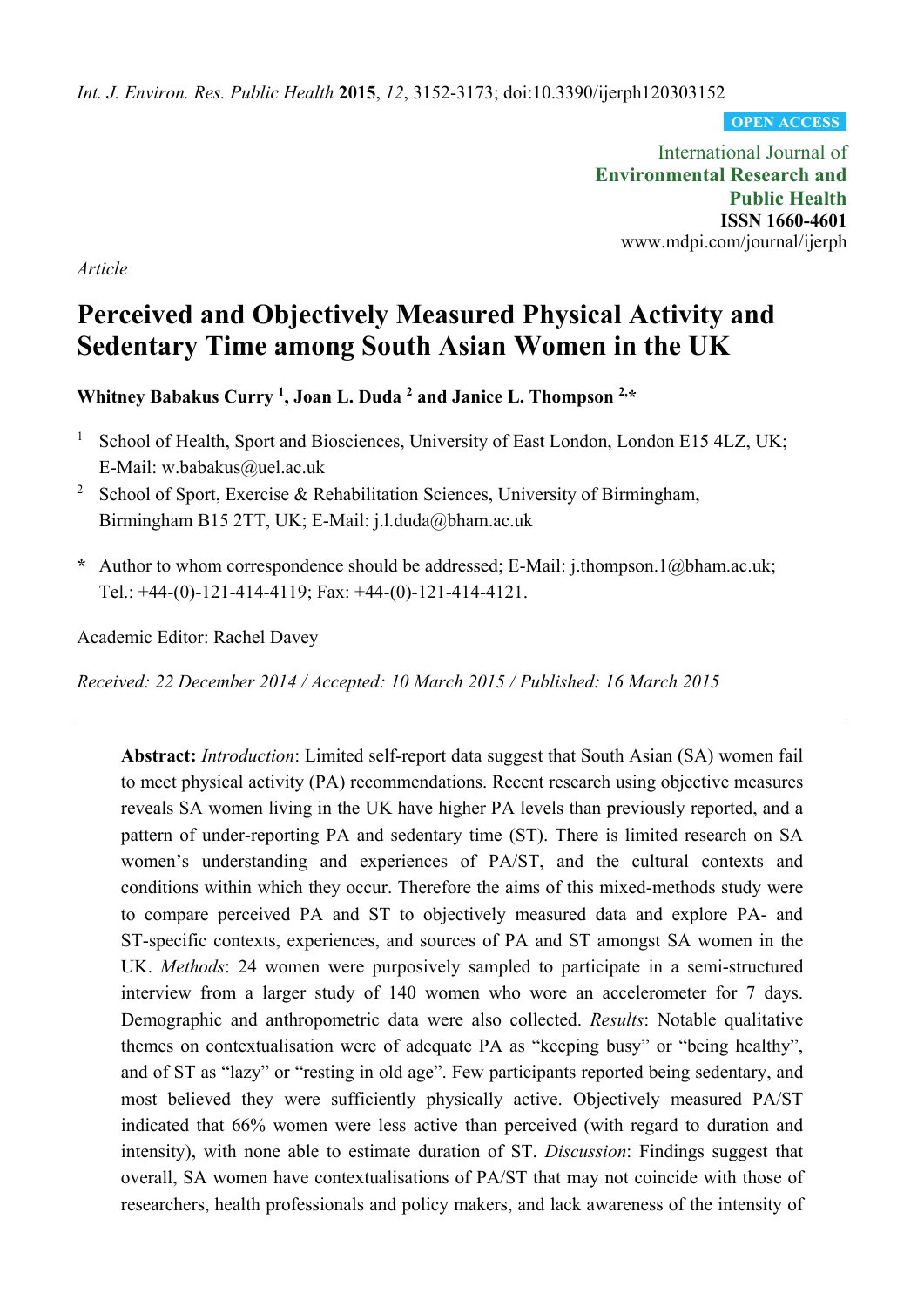*Int. J. Environ. Res. Public Health* **2015**, *12*, 3152-3173; doi:10.3390/ijerph120303152

**OPEN ACCESS**

International Journal of
**Environmental Research and Public Health**
**ISSN 1660-4601**
www.mdpi.com/journal/ijerph

*Article*

# Perceived and Objectively Measured Physical Activity and Sedentary Time among South Asian Women in the UK

**Whitney Babakus Curry [1], Joan L. Duda [2] and Janice L. Thompson [2,*]**

[1] School of Health, Sport and Biosciences, University of East London, London E15 4LZ, UK; E-Mail: w.babakus@uel.ac.uk

[2] School of Sport, Exercise & Rehabilitation Sciences, University of Birmingham, Birmingham B15 2TT, UK; E-Mail: j.l.duda@bham.ac.uk

[*] Author to whom correspondence should be addressed; E-Mail: j.thompson.1@bham.ac.uk; Tel.: +44-(0)-121-414-4119; Fax: +44-(0)-121-414-4121.

Academic Editor: Rachel Davey

*Received: 22 December 2014 / Accepted: 10 March 2015 / Published: 16 March 2015*

---

**Abstract:** *Introduction*: Limited self-report data suggest that South Asian (SA) women fail to meet physical activity (PA) recommendations. Recent research using objective measures reveals SA women living in the UK have higher PA levels than previously reported, and a pattern of under-reporting PA and sedentary time (ST). There is limited research on SA women's understanding and experiences of PA/ST, and the cultural contexts and conditions within which they occur. Therefore the aims of this mixed-methods study were to compare perceived PA and ST to objectively measured data and explore PA- and ST-specific contexts, experiences, and sources of PA and ST amongst SA women in the UK. *Methods*: 24 women were purposively sampled to participate in a semi-structured interview from a larger study of 140 women who wore an accelerometer for 7 days. Demographic and anthropometric data were also collected. *Results*: Notable qualitative themes on contextualisation were of adequate PA as "keeping busy" or "being healthy", and of ST as "lazy" or "resting in old age". Few participants reported being sedentary, and most believed they were sufficiently physically active. Objectively measured PA/ST indicated that 66% women were less active than perceived (with regard to duration and intensity), with none able to estimate duration of ST. *Discussion*: Findings suggest that overall, SA women have contextualisations of PA/ST that may not coincide with those of researchers, health professionals and policy makers, and lack awareness of the intensity of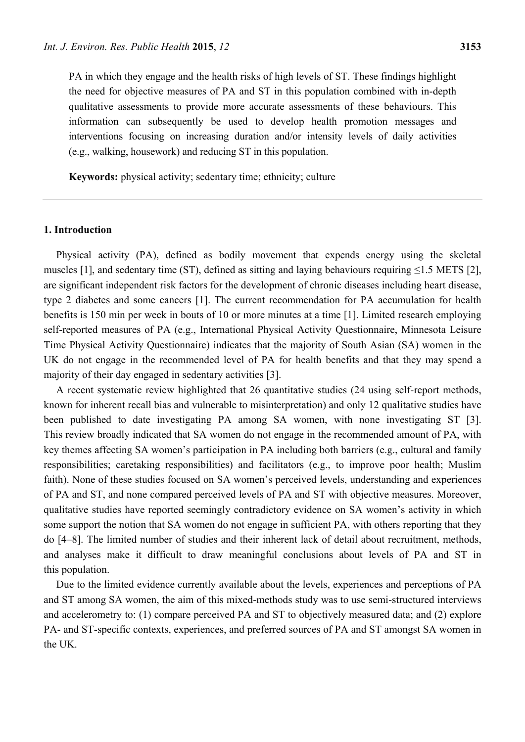PA in which they engage and the health risks of high levels of ST. These findings highlight the need for objective measures of PA and ST in this population combined with in-depth qualitative assessments to provide more accurate assessments of these behaviours. This information can subsequently be used to develop health promotion messages and interventions focusing on increasing duration and/or intensity levels of daily activities (e.g., walking, housework) and reducing ST in this population.

**Keywords:** physical activity; sedentary time; ethnicity; culture

---

## 1. Introduction

Physical activity (PA), defined as bodily movement that expends energy using the skeletal muscles [1], and sedentary time (ST), defined as sitting and laying behaviours requiring ≤1.5 METS [2], are significant independent risk factors for the development of chronic diseases including heart disease, type 2 diabetes and some cancers [1]. The current recommendation for PA accumulation for health benefits is 150 min per week in bouts of 10 or more minutes at a time [1]. Limited research employing self-reported measures of PA (e.g., International Physical Activity Questionnaire, Minnesota Leisure Time Physical Activity Questionnaire) indicates that the majority of South Asian (SA) women in the UK do not engage in the recommended level of PA for health benefits and that they may spend a majority of their day engaged in sedentary activities [3].

A recent systematic review highlighted that 26 quantitative studies (24 using self-report methods, known for inherent recall bias and vulnerable to misinterpretation) and only 12 qualitative studies have been published to date investigating PA among SA women, with none investigating ST [3]. This review broadly indicated that SA women do not engage in the recommended amount of PA, with key themes affecting SA women's participation in PA including both barriers (e.g., cultural and family responsibilities; caretaking responsibilities) and facilitators (e.g., to improve poor health; Muslim faith). None of these studies focused on SA women's perceived levels, understanding and experiences of PA and ST, and none compared perceived levels of PA and ST with objective measures. Moreover, qualitative studies have reported seemingly contradictory evidence on SA women's activity in which some support the notion that SA women do not engage in sufficient PA, with others reporting that they do [4–8]. The limited number of studies and their inherent lack of detail about recruitment, methods, and analyses make it difficult to draw meaningful conclusions about levels of PA and ST in this population.

Due to the limited evidence currently available about the levels, experiences and perceptions of PA and ST among SA women, the aim of this mixed-methods study was to use semi-structured interviews and accelerometry to: (1) compare perceived PA and ST to objectively measured data; and (2) explore PA- and ST-specific contexts, experiences, and preferred sources of PA and ST amongst SA women in the UK.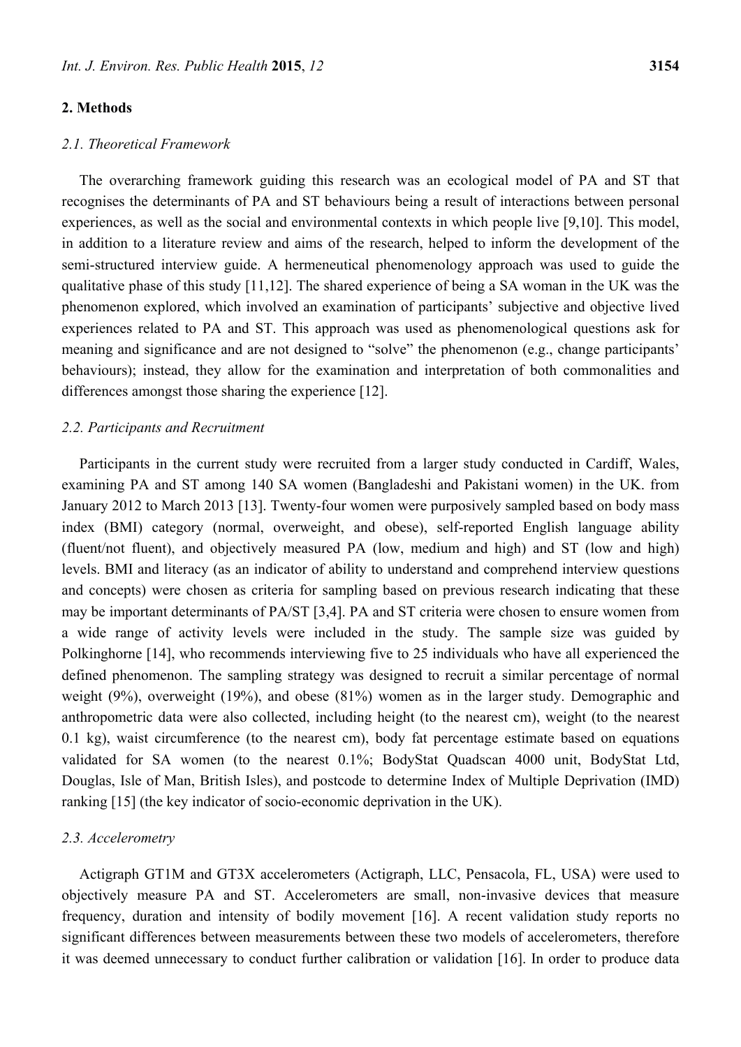## 2. Methods

### 2.1. Theoretical Framework

The overarching framework guiding this research was an ecological model of PA and ST that recognises the determinants of PA and ST behaviours being a result of interactions between personal experiences, as well as the social and environmental contexts in which people live [9,10]. This model, in addition to a literature review and aims of the research, helped to inform the development of the semi-structured interview guide. A hermeneutical phenomenology approach was used to guide the qualitative phase of this study [11,12]. The shared experience of being a SA woman in the UK was the phenomenon explored, which involved an examination of participants' subjective and objective lived experiences related to PA and ST. This approach was used as phenomenological questions ask for meaning and significance and are not designed to "solve" the phenomenon (e.g., change participants' behaviours); instead, they allow for the examination and interpretation of both commonalities and differences amongst those sharing the experience [12].

### 2.2. Participants and Recruitment

Participants in the current study were recruited from a larger study conducted in Cardiff, Wales, examining PA and ST among 140 SA women (Bangladeshi and Pakistani women) in the UK. from January 2012 to March 2013 [13]. Twenty-four women were purposively sampled based on body mass index (BMI) category (normal, overweight, and obese), self-reported English language ability (fluent/not fluent), and objectively measured PA (low, medium and high) and ST (low and high) levels. BMI and literacy (as an indicator of ability to understand and comprehend interview questions and concepts) were chosen as criteria for sampling based on previous research indicating that these may be important determinants of PA/ST [3,4]. PA and ST criteria were chosen to ensure women from a wide range of activity levels were included in the study. The sample size was guided by Polkinghorne [14], who recommends interviewing five to 25 individuals who have all experienced the defined phenomenon. The sampling strategy was designed to recruit a similar percentage of normal weight (9%), overweight (19%), and obese (81%) women as in the larger study. Demographic and anthropometric data were also collected, including height (to the nearest cm), weight (to the nearest 0.1 kg), waist circumference (to the nearest cm), body fat percentage estimate based on equations validated for SA women (to the nearest 0.1%; BodyStat Quadscan 4000 unit, BodyStat Ltd, Douglas, Isle of Man, British Isles), and postcode to determine Index of Multiple Deprivation (IMD) ranking [15] (the key indicator of socio-economic deprivation in the UK).

### 2.3. Accelerometry

Actigraph GT1M and GT3X accelerometers (Actigraph, LLC, Pensacola, FL, USA) were used to objectively measure PA and ST. Accelerometers are small, non-invasive devices that measure frequency, duration and intensity of bodily movement [16]. A recent validation study reports no significant differences between measurements between these two models of accelerometers, therefore it was deemed unnecessary to conduct further calibration or validation [16]. In order to produce data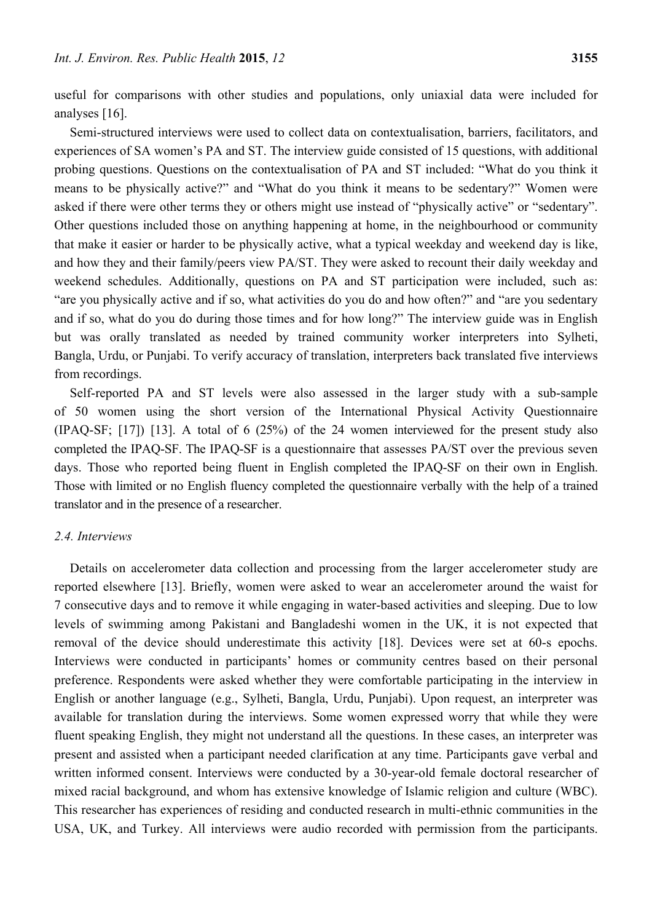useful for comparisons with other studies and populations, only uniaxial data were included for analyses [16].

Semi-structured interviews were used to collect data on contextualisation, barriers, facilitators, and experiences of SA women's PA and ST. The interview guide consisted of 15 questions, with additional probing questions. Questions on the contextualisation of PA and ST included: "What do you think it means to be physically active?" and "What do you think it means to be sedentary?" Women were asked if there were other terms they or others might use instead of "physically active" or "sedentary". Other questions included those on anything happening at home, in the neighbourhood or community that make it easier or harder to be physically active, what a typical weekday and weekend day is like, and how they and their family/peers view PA/ST. They were asked to recount their daily weekday and weekend schedules. Additionally, questions on PA and ST participation were included, such as: "are you physically active and if so, what activities do you do and how often?" and "are you sedentary and if so, what do you do during those times and for how long?" The interview guide was in English but was orally translated as needed by trained community worker interpreters into Sylheti, Bangla, Urdu, or Punjabi. To verify accuracy of translation, interpreters back translated five interviews from recordings.

Self-reported PA and ST levels were also assessed in the larger study with a sub-sample of 50 women using the short version of the International Physical Activity Questionnaire (IPAQ-SF; [17]) [13]. A total of 6 (25%) of the 24 women interviewed for the present study also completed the IPAQ-SF. The IPAQ-SF is a questionnaire that assesses PA/ST over the previous seven days. Those who reported being fluent in English completed the IPAQ-SF on their own in English. Those with limited or no English fluency completed the questionnaire verbally with the help of a trained translator and in the presence of a researcher.

### 2.4. Interviews

Details on accelerometer data collection and processing from the larger accelerometer study are reported elsewhere [13]. Briefly, women were asked to wear an accelerometer around the waist for 7 consecutive days and to remove it while engaging in water-based activities and sleeping. Due to low levels of swimming among Pakistani and Bangladeshi women in the UK, it is not expected that removal of the device should underestimate this activity [18]. Devices were set at 60-s epochs. Interviews were conducted in participants' homes or community centres based on their personal preference. Respondents were asked whether they were comfortable participating in the interview in English or another language (e.g., Sylheti, Bangla, Urdu, Punjabi). Upon request, an interpreter was available for translation during the interviews. Some women expressed worry that while they were fluent speaking English, they might not understand all the questions. In these cases, an interpreter was present and assisted when a participant needed clarification at any time. Participants gave verbal and written informed consent. Interviews were conducted by a 30-year-old female doctoral researcher of mixed racial background, and whom has extensive knowledge of Islamic religion and culture (WBC). This researcher has experiences of residing and conducted research in multi-ethnic communities in the USA, UK, and Turkey. All interviews were audio recorded with permission from the participants.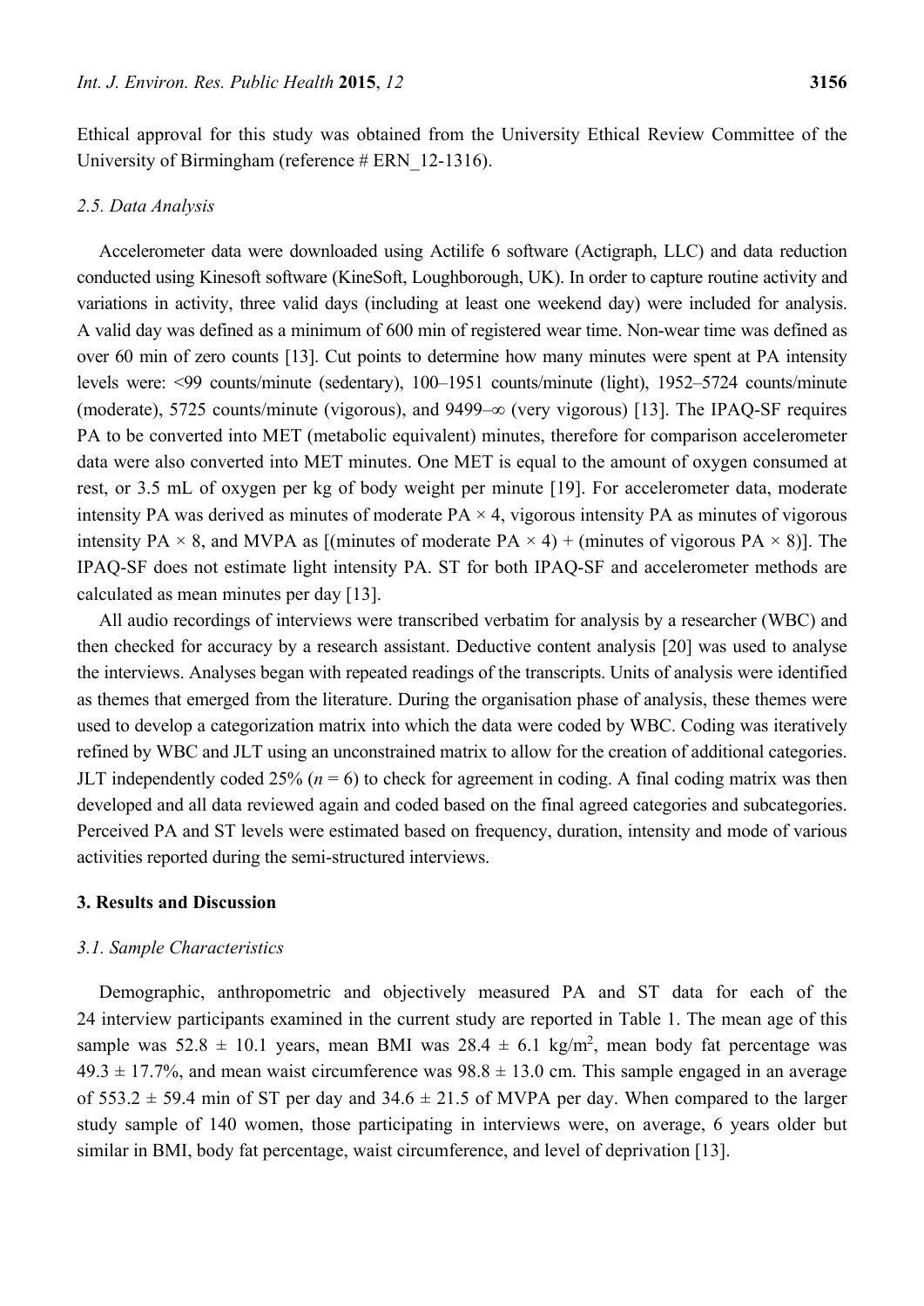Ethical approval for this study was obtained from the University Ethical Review Committee of the University of Birmingham (reference # ERN_12-1316).

### 2.5. Data Analysis

Accelerometer data were downloaded using Actilife 6 software (Actigraph, LLC) and data reduction conducted using Kinesoft software (KineSoft, Loughborough, UK). In order to capture routine activity and variations in activity, three valid days (including at least one weekend day) were included for analysis. A valid day was defined as a minimum of 600 min of registered wear time. Non-wear time was defined as over 60 min of zero counts [13]. Cut points to determine how many minutes were spent at PA intensity levels were: <99 counts/minute (sedentary), 100–1951 counts/minute (light), 1952–5724 counts/minute (moderate), 5725 counts/minute (vigorous), and 9499–∞ (very vigorous) [13]. The IPAQ-SF requires PA to be converted into MET (metabolic equivalent) minutes, therefore for comparison accelerometer data were also converted into MET minutes. One MET is equal to the amount of oxygen consumed at rest, or 3.5 mL of oxygen per kg of body weight per minute [19]. For accelerometer data, moderate intensity PA was derived as minutes of moderate PA × 4, vigorous intensity PA as minutes of vigorous intensity PA × 8, and MVPA as [(minutes of moderate PA × 4) + (minutes of vigorous PA × 8)]. The IPAQ-SF does not estimate light intensity PA. ST for both IPAQ-SF and accelerometer methods are calculated as mean minutes per day [13].

All audio recordings of interviews were transcribed verbatim for analysis by a researcher (WBC) and then checked for accuracy by a research assistant. Deductive content analysis [20] was used to analyse the interviews. Analyses began with repeated readings of the transcripts. Units of analysis were identified as themes that emerged from the literature. During the organisation phase of analysis, these themes were used to develop a categorization matrix into which the data were coded by WBC. Coding was iteratively refined by WBC and JLT using an unconstrained matrix to allow for the creation of additional categories. JLT independently coded 25% ($n$ = 6) to check for agreement in coding. A final coding matrix was then developed and all data reviewed again and coded based on the final agreed categories and subcategories. Perceived PA and ST levels were estimated based on frequency, duration, intensity and mode of various activities reported during the semi-structured interviews.

## 3. Results and Discussion

### 3.1. Sample Characteristics

Demographic, anthropometric and objectively measured PA and ST data for each of the 24 interview participants examined in the current study are reported in Table 1. The mean age of this sample was 52.8 ± 10.1 years, mean BMI was 28.4 ± 6.1 kg/m$^2$, mean body fat percentage was 49.3 ± 17.7%, and mean waist circumference was 98.8 ± 13.0 cm. This sample engaged in an average of 553.2 ± 59.4 min of ST per day and 34.6 ± 21.5 of MVPA per day. When compared to the larger study sample of 140 women, those participating in interviews were, on average, 6 years older but similar in BMI, body fat percentage, waist circumference, and level of deprivation [13].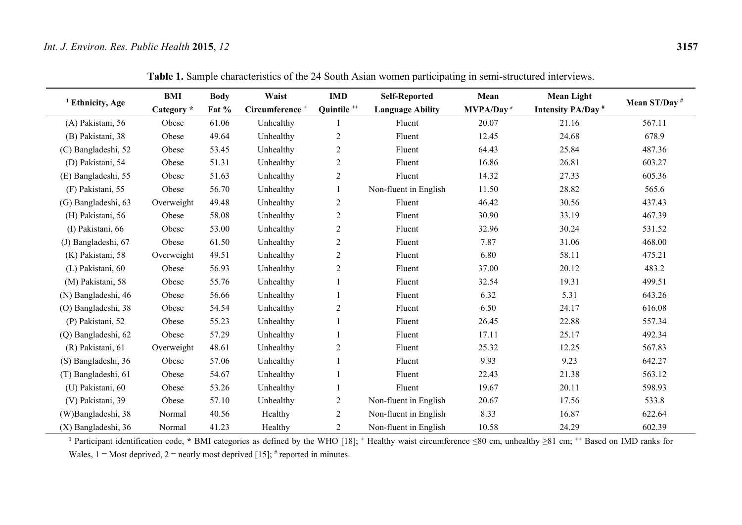**Table 1.** Sample characteristics of the 24 South Asian women participating in semi-structured interviews.

| [1] Ethnicity, Age | BMI Category * | Body Fat % | Waist Circumference + | IMD Quintile ++ | Self-Reported Language Ability | Mean MVPA/Day # | Mean Light Intensity PA/Day # | Mean ST/Day # |
|---|---|---|---|---|---|---|---|---|
| (A) Pakistani, 56 | Obese | 61.06 | Unhealthy | 1 | Fluent | 20.07 | 21.16 | 567.11 |
| (B) Pakistani, 38 | Obese | 49.64 | Unhealthy | 2 | Fluent | 12.45 | 24.68 | 678.9 |
| (C) Bangladeshi, 52 | Obese | 53.45 | Unhealthy | 2 | Fluent | 64.43 | 25.84 | 487.36 |
| (D) Pakistani, 54 | Obese | 51.31 | Unhealthy | 2 | Fluent | 16.86 | 26.81 | 603.27 |
| (E) Bangladeshi, 55 | Obese | 51.63 | Unhealthy | 2 | Fluent | 14.32 | 27.33 | 605.36 |
| (F) Pakistani, 55 | Obese | 56.70 | Unhealthy | 1 | Non-fluent in English | 11.50 | 28.82 | 565.6 |
| (G) Bangladeshi, 63 | Overweight | 49.48 | Unhealthy | 2 | Fluent | 46.42 | 30.56 | 437.43 |
| (H) Pakistani, 56 | Obese | 58.08 | Unhealthy | 2 | Fluent | 30.90 | 33.19 | 467.39 |
| (I) Pakistani, 66 | Obese | 53.00 | Unhealthy | 2 | Fluent | 32.96 | 30.24 | 531.52 |
| (J) Bangladeshi, 67 | Obese | 61.50 | Unhealthy | 2 | Fluent | 7.87 | 31.06 | 468.00 |
| (K) Pakistani, 58 | Overweight | 49.51 | Unhealthy | 2 | Fluent | 6.80 | 58.11 | 475.21 |
| (L) Pakistani, 60 | Obese | 56.93 | Unhealthy | 2 | Fluent | 37.00 | 20.12 | 483.2 |
| (M) Pakistani, 58 | Obese | 55.76 | Unhealthy | 1 | Fluent | 32.54 | 19.31 | 499.51 |
| (N) Bangladeshi, 46 | Obese | 56.66 | Unhealthy | 1 | Fluent | 6.32 | 5.31 | 643.26 |
| (O) Bangladeshi, 38 | Obese | 54.54 | Unhealthy | 2 | Fluent | 6.50 | 24.17 | 616.08 |
| (P) Pakistani, 52 | Obese | 55.23 | Unhealthy | 1 | Fluent | 26.45 | 22.88 | 557.34 |
| (Q) Bangladeshi, 62 | Obese | 57.29 | Unhealthy | 1 | Fluent | 17.11 | 25.17 | 492.34 |
| (R) Pakistani, 61 | Overweight | 48.61 | Unhealthy | 2 | Fluent | 25.32 | 12.25 | 567.83 |
| (S) Bangladeshi, 36 | Obese | 57.06 | Unhealthy | 1 | Fluent | 9.93 | 9.23 | 642.27 |
| (T) Bangladeshi, 61 | Obese | 54.67 | Unhealthy | 1 | Fluent | 22.43 | 21.38 | 563.12 |
| (U) Pakistani, 60 | Obese | 53.26 | Unhealthy | 1 | Fluent | 19.67 | 20.11 | 598.93 |
| (V) Pakistani, 39 | Obese | 57.10 | Unhealthy | 2 | Non-fluent in English | 20.67 | 17.56 | 533.8 |
| (W)Bangladeshi, 38 | Normal | 40.56 | Healthy | 2 | Non-fluent in English | 8.33 | 16.87 | 622.64 |
| (X) Bangladeshi, 36 | Normal | 41.23 | Healthy | 2 | Non-fluent in English | 10.58 | 24.29 | 602.39 |

[1] Participant identification code, * BMI categories as defined by the WHO [18]; + Healthy waist circumference ≤80 cm, unhealthy ≥81 cm; ++ Based on IMD ranks for Wales, 1 = Most deprived, 2 = nearly most deprived [15]; # reported in minutes.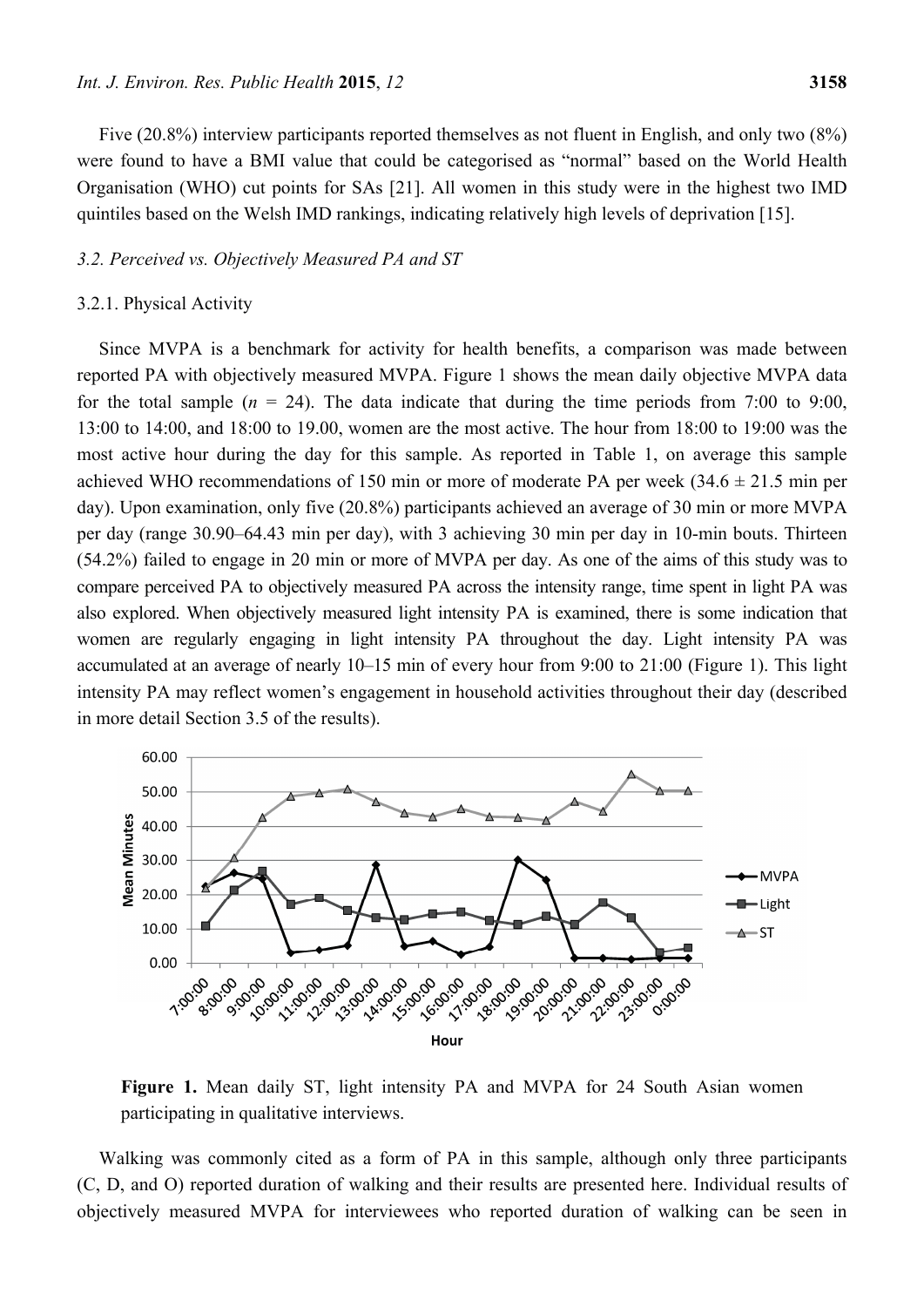Five (20.8%) interview participants reported themselves as not fluent in English, and only two (8%) were found to have a BMI value that could be categorised as "normal" based on the World Health Organisation (WHO) cut points for SAs [21]. All women in this study were in the highest two IMD quintiles based on the Welsh IMD rankings, indicating relatively high levels of deprivation [15].

### 3.2. Perceived vs. Objectively Measured PA and ST

#### 3.2.1. Physical Activity

Since MVPA is a benchmark for activity for health benefits, a comparison was made between reported PA with objectively measured MVPA. Figure 1 shows the mean daily objective MVPA data for the total sample ($n$ = 24). The data indicate that during the time periods from 7:00 to 9:00, 13:00 to 14:00, and 18:00 to 19.00, women are the most active. The hour from 18:00 to 19:00 was the most active hour during the day for this sample. As reported in Table 1, on average this sample achieved WHO recommendations of 150 min or more of moderate PA per week (34.6 ± 21.5 min per day). Upon examination, only five (20.8%) participants achieved an average of 30 min or more MVPA per day (range 30.90–64.43 min per day), with 3 achieving 30 min per day in 10-min bouts. Thirteen (54.2%) failed to engage in 20 min or more of MVPA per day. As one of the aims of this study was to compare perceived PA to objectively measured PA across the intensity range, time spent in light PA was also explored. When objectively measured light intensity PA is examined, there is some indication that women are regularly engaging in light intensity PA throughout the day. Light intensity PA was accumulated at an average of nearly 10–15 min of every hour from 9:00 to 21:00 (Figure 1). This light intensity PA may reflect women's engagement in household activities throughout their day (described in more detail Section 3.5 of the results).

**Figure 1.** Mean daily ST, light intensity PA and MVPA for 24 South Asian women participating in qualitative interviews.

Walking was commonly cited as a form of PA in this sample, although only three participants (C, D, and O) reported duration of walking and their results are presented here. Individual results of objectively measured MVPA for interviewees who reported duration of walking can be seen in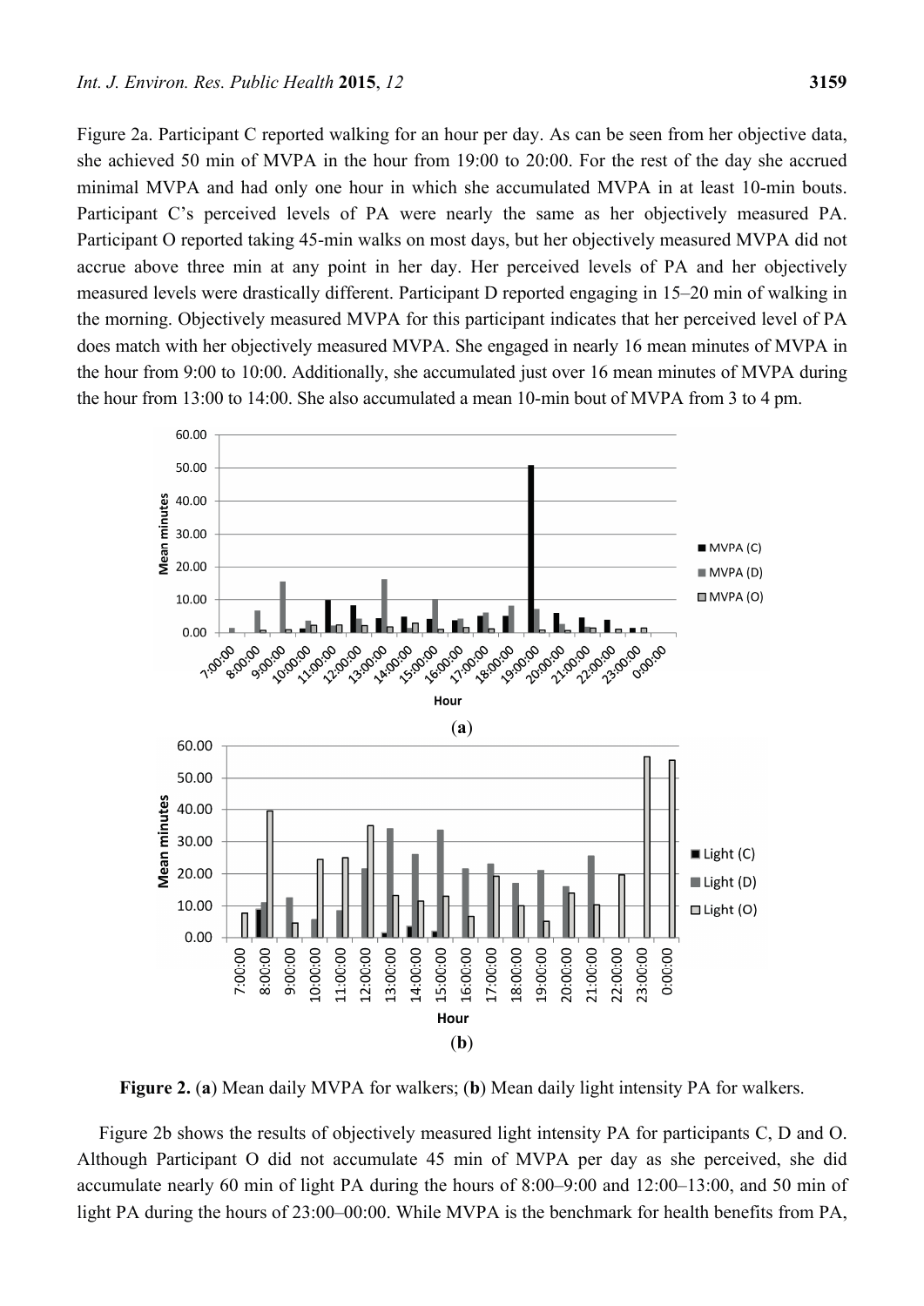Figure 2a. Participant C reported walking for an hour per day. As can be seen from her objective data, she achieved 50 min of MVPA in the hour from 19:00 to 20:00. For the rest of the day she accrued minimal MVPA and had only one hour in which she accumulated MVPA in at least 10-min bouts. Participant C's perceived levels of PA were nearly the same as her objectively measured PA. Participant O reported taking 45-min walks on most days, but her objectively measured MVPA did not accrue above three min at any point in her day. Her perceived levels of PA and her objectively measured levels were drastically different. Participant D reported engaging in 15–20 min of walking in the morning. Objectively measured MVPA for this participant indicates that her perceived level of PA does match with her objectively measured MVPA. She engaged in nearly 16 mean minutes of MVPA in the hour from 9:00 to 10:00. Additionally, she accumulated just over 16 mean minutes of MVPA during the hour from 13:00 to 14:00. She also accumulated a mean 10-min bout of MVPA from 3 to 4 pm.

(**a**)

(**b**)

**Figure 2.** (**a**) Mean daily MVPA for walkers; (**b**) Mean daily light intensity PA for walkers.

Figure 2b shows the results of objectively measured light intensity PA for participants C, D and O. Although Participant O did not accumulate 45 min of MVPA per day as she perceived, she did accumulate nearly 60 min of light PA during the hours of 8:00–9:00 and 12:00–13:00, and 50 min of light PA during the hours of 23:00–00:00. While MVPA is the benchmark for health benefits from PA,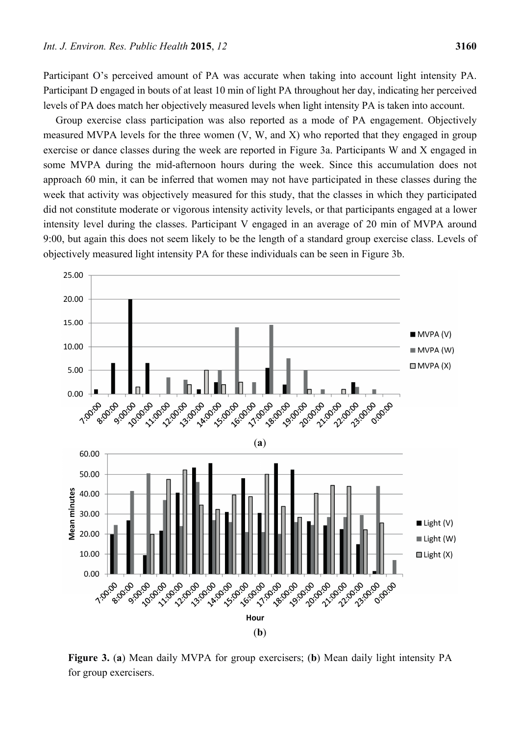Participant O's perceived amount of PA was accurate when taking into account light intensity PA. Participant D engaged in bouts of at least 10 min of light PA throughout her day, indicating her perceived levels of PA does match her objectively measured levels when light intensity PA is taken into account.

Group exercise class participation was also reported as a mode of PA engagement. Objectively measured MVPA levels for the three women (V, W, and X) who reported that they engaged in group exercise or dance classes during the week are reported in Figure 3a. Participants W and X engaged in some MVPA during the mid-afternoon hours during the week. Since this accumulation does not approach 60 min, it can be inferred that women may not have participated in these classes during the week that activity was objectively measured for this study, that the classes in which they participated did not constitute moderate or vigorous intensity activity levels, or that participants engaged at a lower intensity level during the classes. Participant V engaged in an average of 20 min of MVPA around 9:00, but again this does not seem likely to be the length of a standard group exercise class. Levels of objectively measured light intensity PA for these individuals can be seen in Figure 3b.

(**a**)

(**b**)

**Figure 3.** (**a**) Mean daily MVPA for group exercisers; (**b**) Mean daily light intensity PA for group exercisers.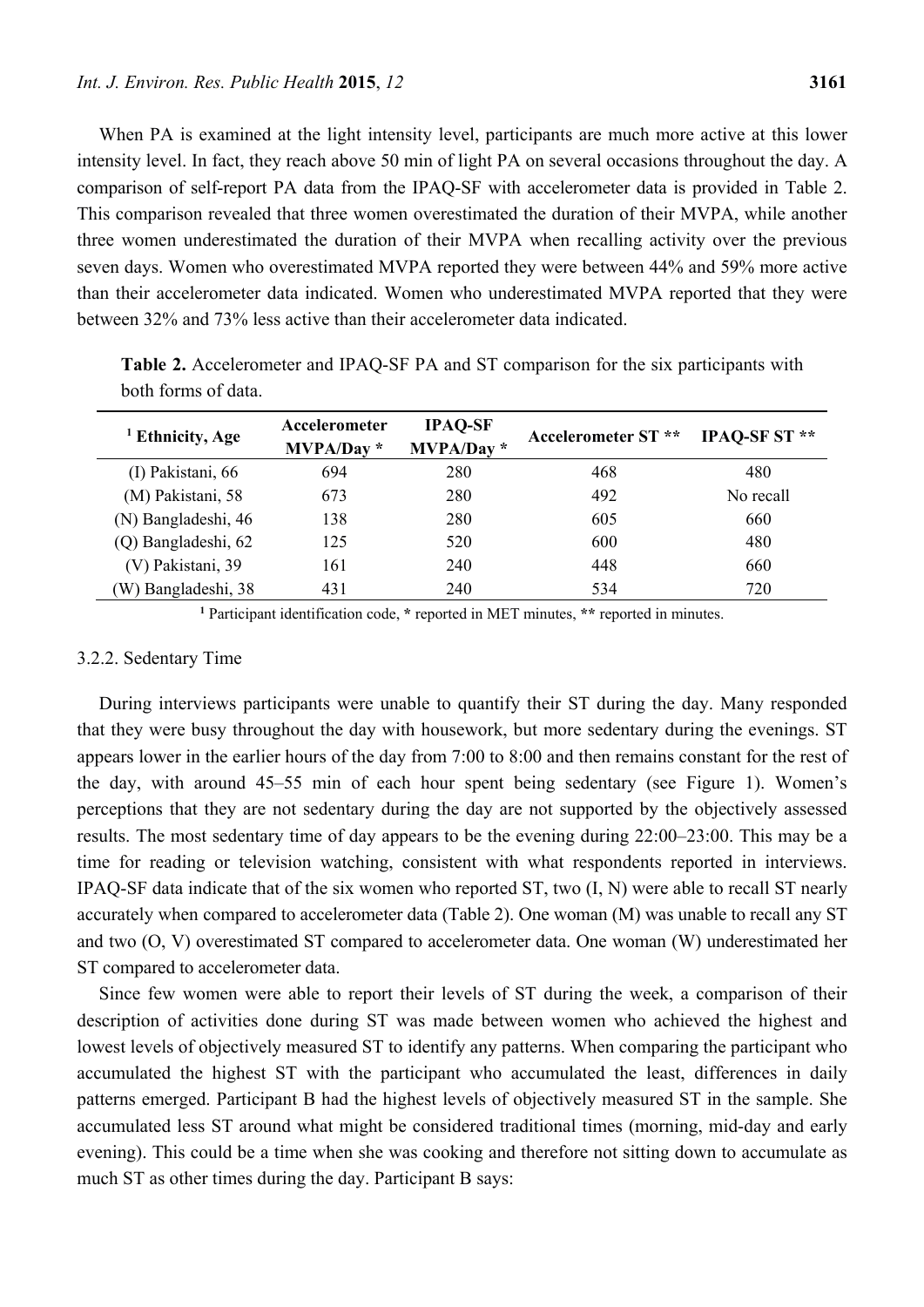When PA is examined at the light intensity level, participants are much more active at this lower intensity level. In fact, they reach above 50 min of light PA on several occasions throughout the day. A comparison of self-report PA data from the IPAQ-SF with accelerometer data is provided in Table 2. This comparison revealed that three women overestimated the duration of their MVPA, while another three women underestimated the duration of their MVPA when recalling activity over the previous seven days. Women who overestimated MVPA reported they were between 44% and 59% more active than their accelerometer data indicated. Women who underestimated MVPA reported that they were between 32% and 73% less active than their accelerometer data indicated.

**Table 2.** Accelerometer and IPAQ-SF PA and ST comparison for the six participants with both forms of data.

| [1] Ethnicity, Age | Accelerometer MVPA/Day * | IPAQ-SF MVPA/Day * | Accelerometer ST ** | IPAQ-SF ST ** |
|---|---|---|---|---|
| (I) Pakistani, 66 | 694 | 280 | 468 | 480 |
| (M) Pakistani, 58 | 673 | 280 | 492 | No recall |
| (N) Bangladeshi, 46 | 138 | 280 | 605 | 660 |
| (Q) Bangladeshi, 62 | 125 | 520 | 600 | 480 |
| (V) Pakistani, 39 | 161 | 240 | 448 | 660 |
| (W) Bangladeshi, 38 | 431 | 240 | 534 | 720 |

[1] Participant identification code, * reported in MET minutes, ** reported in minutes.

### 3.2.2. Sedentary Time

During interviews participants were unable to quantify their ST during the day. Many responded that they were busy throughout the day with housework, but more sedentary during the evenings. ST appears lower in the earlier hours of the day from 7:00 to 8:00 and then remains constant for the rest of the day, with around 45–55 min of each hour spent being sedentary (see Figure 1). Women's perceptions that they are not sedentary during the day are not supported by the objectively assessed results. The most sedentary time of day appears to be the evening during 22:00–23:00. This may be a time for reading or television watching, consistent with what respondents reported in interviews. IPAQ-SF data indicate that of the six women who reported ST, two (I, N) were able to recall ST nearly accurately when compared to accelerometer data (Table 2). One woman (M) was unable to recall any ST and two (O, V) overestimated ST compared to accelerometer data. One woman (W) underestimated her ST compared to accelerometer data.

Since few women were able to report their levels of ST during the week, a comparison of their description of activities done during ST was made between women who achieved the highest and lowest levels of objectively measured ST to identify any patterns. When comparing the participant who accumulated the highest ST with the participant who accumulated the least, differences in daily patterns emerged. Participant B had the highest levels of objectively measured ST in the sample. She accumulated less ST around what might be considered traditional times (morning, mid-day and early evening). This could be a time when she was cooking and therefore not sitting down to accumulate as much ST as other times during the day. Participant B says: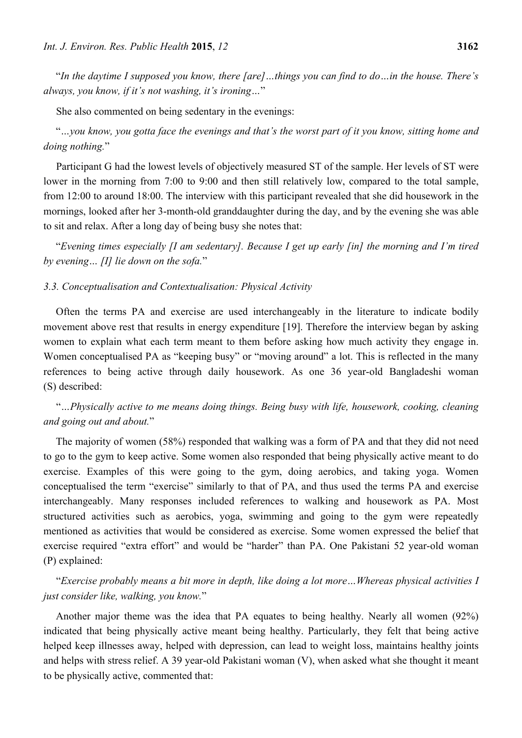"*In the daytime I supposed you know, there [are]…things you can find to do…in the house. There's always, you know, if it's not washing, it's ironing…*"

She also commented on being sedentary in the evenings:

"*…you know, you gotta face the evenings and that's the worst part of it you know, sitting home and doing nothing.*"

Participant G had the lowest levels of objectively measured ST of the sample. Her levels of ST were lower in the morning from 7:00 to 9:00 and then still relatively low, compared to the total sample, from 12:00 to around 18:00. The interview with this participant revealed that she did housework in the mornings, looked after her 3-month-old granddaughter during the day, and by the evening she was able to sit and relax. After a long day of being busy she notes that:

"*Evening times especially [I am sedentary]. Because I get up early [in] the morning and I'm tired by evening… [I] lie down on the sofa.*"

### 3.3. Conceptualisation and Contextualisation: Physical Activity

Often the terms PA and exercise are used interchangeably in the literature to indicate bodily movement above rest that results in energy expenditure [19]. Therefore the interview began by asking women to explain what each term meant to them before asking how much activity they engage in. Women conceptualised PA as "keeping busy" or "moving around" a lot. This is reflected in the many references to being active through daily housework. As one 36 year-old Bangladeshi woman (S) described:

"*…Physically active to me means doing things. Being busy with life, housework, cooking, cleaning and going out and about.*"

The majority of women (58%) responded that walking was a form of PA and that they did not need to go to the gym to keep active. Some women also responded that being physically active meant to do exercise. Examples of this were going to the gym, doing aerobics, and taking yoga. Women conceptualised the term "exercise" similarly to that of PA, and thus used the terms PA and exercise interchangeably. Many responses included references to walking and housework as PA. Most structured activities such as aerobics, yoga, swimming and going to the gym were repeatedly mentioned as activities that would be considered as exercise. Some women expressed the belief that exercise required "extra effort" and would be "harder" than PA. One Pakistani 52 year-old woman (P) explained:

"*Exercise probably means a bit more in depth, like doing a lot more…Whereas physical activities I just consider like, walking, you know.*"

Another major theme was the idea that PA equates to being healthy. Nearly all women (92%) indicated that being physically active meant being healthy. Particularly, they felt that being active helped keep illnesses away, helped with depression, can lead to weight loss, maintains healthy joints and helps with stress relief. A 39 year-old Pakistani woman (V), when asked what she thought it meant to be physically active, commented that: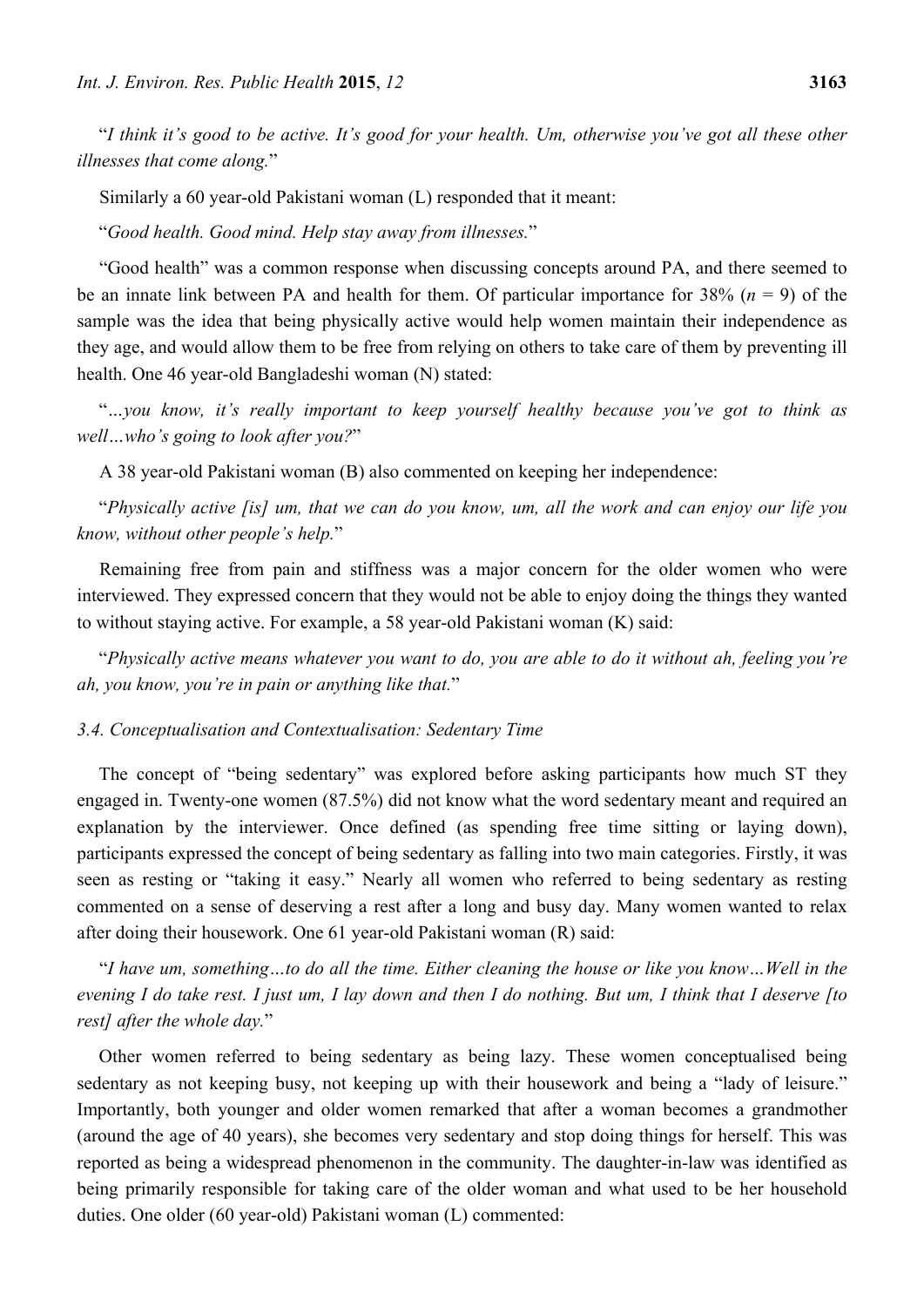"*I think it's good to be active. It's good for your health. Um, otherwise you've got all these other illnesses that come along.*"

Similarly a 60 year-old Pakistani woman (L) responded that it meant:

"*Good health. Good mind. Help stay away from illnesses.*"

"Good health" was a common response when discussing concepts around PA, and there seemed to be an innate link between PA and health for them. Of particular importance for 38% ($n$ = 9) of the sample was the idea that being physically active would help women maintain their independence as they age, and would allow them to be free from relying on others to take care of them by preventing ill health. One 46 year-old Bangladeshi woman (N) stated:

"*…you know, it's really important to keep yourself healthy because you've got to think as well…who's going to look after you?*"

A 38 year-old Pakistani woman (B) also commented on keeping her independence:

"*Physically active [is] um, that we can do you know, um, all the work and can enjoy our life you know, without other people's help.*"

Remaining free from pain and stiffness was a major concern for the older women who were interviewed. They expressed concern that they would not be able to enjoy doing the things they wanted to without staying active. For example, a 58 year-old Pakistani woman (K) said:

"*Physically active means whatever you want to do, you are able to do it without ah, feeling you're ah, you know, you're in pain or anything like that.*"

### *3.4. Conceptualisation and Contextualisation: Sedentary Time*

The concept of "being sedentary" was explored before asking participants how much ST they engaged in. Twenty-one women (87.5%) did not know what the word sedentary meant and required an explanation by the interviewer. Once defined (as spending free time sitting or laying down), participants expressed the concept of being sedentary as falling into two main categories. Firstly, it was seen as resting or "taking it easy." Nearly all women who referred to being sedentary as resting commented on a sense of deserving a rest after a long and busy day. Many women wanted to relax after doing their housework. One 61 year-old Pakistani woman (R) said:

"*I have um, something…to do all the time. Either cleaning the house or like you know…Well in the evening I do take rest. I just um, I lay down and then I do nothing. But um, I think that I deserve [to rest] after the whole day.*"

Other women referred to being sedentary as being lazy. These women conceptualised being sedentary as not keeping busy, not keeping up with their housework and being a "lady of leisure." Importantly, both younger and older women remarked that after a woman becomes a grandmother (around the age of 40 years), she becomes very sedentary and stop doing things for herself. This was reported as being a widespread phenomenon in the community. The daughter-in-law was identified as being primarily responsible for taking care of the older woman and what used to be her household duties. One older (60 year-old) Pakistani woman (L) commented: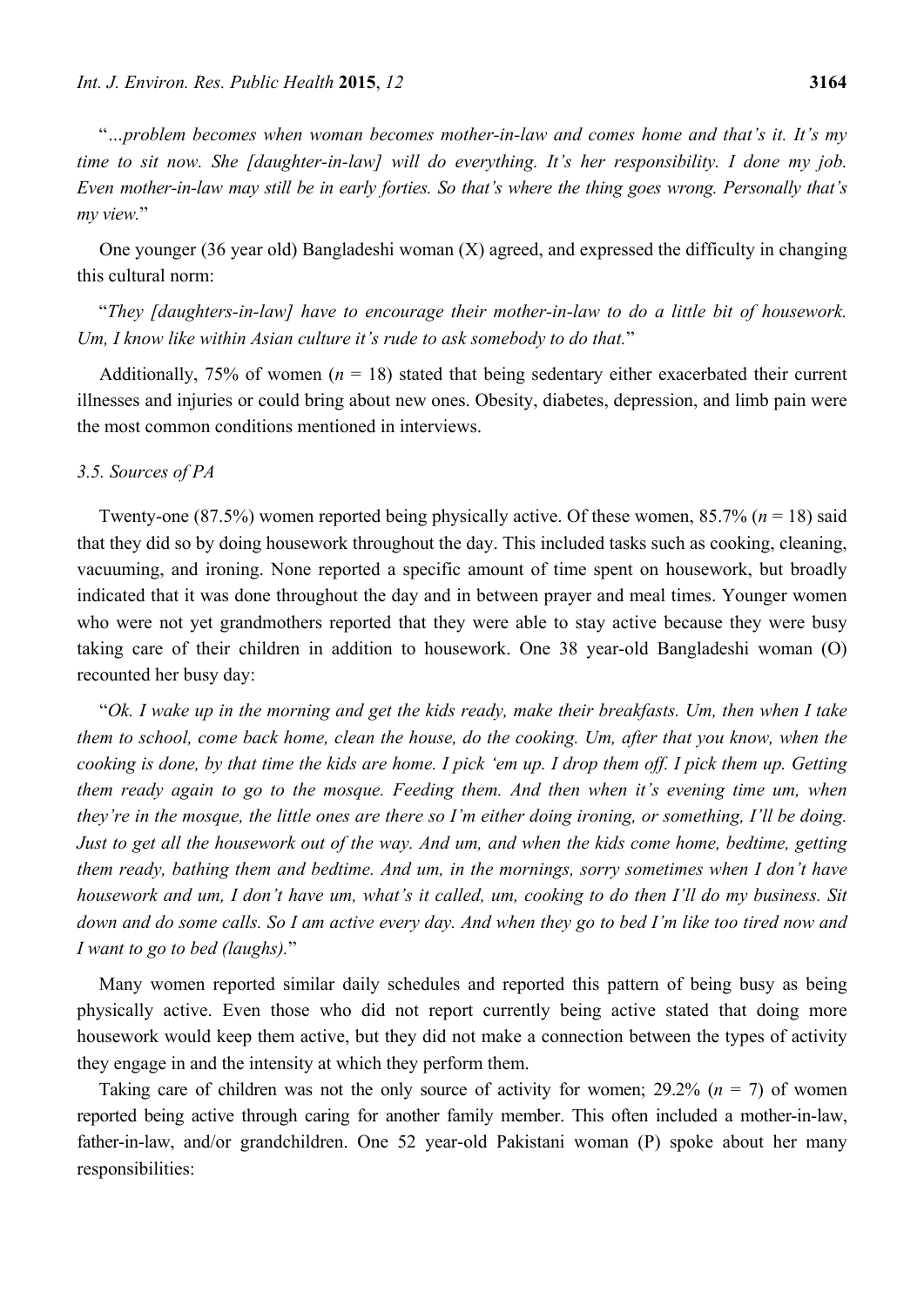"*…problem becomes when woman becomes mother-in-law and comes home and that's it. It's my time to sit now. She [daughter-in-law] will do everything. It's her responsibility. I done my job. Even mother-in-law may still be in early forties. So that's where the thing goes wrong. Personally that's my view.*"

One younger (36 year old) Bangladeshi woman (X) agreed, and expressed the difficulty in changing this cultural norm:

"*They [daughters-in-law] have to encourage their mother-in-law to do a little bit of housework. Um, I know like within Asian culture it's rude to ask somebody to do that.*"

Additionally, 75% of women ($n$ = 18) stated that being sedentary either exacerbated their current illnesses and injuries or could bring about new ones. Obesity, diabetes, depression, and limb pain were the most common conditions mentioned in interviews.

### 3.5. Sources of PA

Twenty-one (87.5%) women reported being physically active. Of these women, 85.7% ($n$ = 18) said that they did so by doing housework throughout the day. This included tasks such as cooking, cleaning, vacuuming, and ironing. None reported a specific amount of time spent on housework, but broadly indicated that it was done throughout the day and in between prayer and meal times. Younger women who were not yet grandmothers reported that they were able to stay active because they were busy taking care of their children in addition to housework. One 38 year-old Bangladeshi woman (O) recounted her busy day:

"*Ok. I wake up in the morning and get the kids ready, make their breakfasts. Um, then when I take them to school, come back home, clean the house, do the cooking. Um, after that you know, when the cooking is done, by that time the kids are home. I pick 'em up. I drop them off. I pick them up. Getting them ready again to go to the mosque. Feeding them. And then when it's evening time um, when they're in the mosque, the little ones are there so I'm either doing ironing, or something, I'll be doing. Just to get all the housework out of the way. And um, and when the kids come home, bedtime, getting them ready, bathing them and bedtime. And um, in the mornings, sorry sometimes when I don't have housework and um, I don't have um, what's it called, um, cooking to do then I'll do my business. Sit down and do some calls. So I am active every day. And when they go to bed I'm like too tired now and I want to go to bed (laughs).*"

Many women reported similar daily schedules and reported this pattern of being busy as being physically active. Even those who did not report currently being active stated that doing more housework would keep them active, but they did not make a connection between the types of activity they engage in and the intensity at which they perform them.

Taking care of children was not the only source of activity for women; 29.2% ($n$ = 7) of women reported being active through caring for another family member. This often included a mother-in-law, father-in-law, and/or grandchildren. One 52 year-old Pakistani woman (P) spoke about her many responsibilities: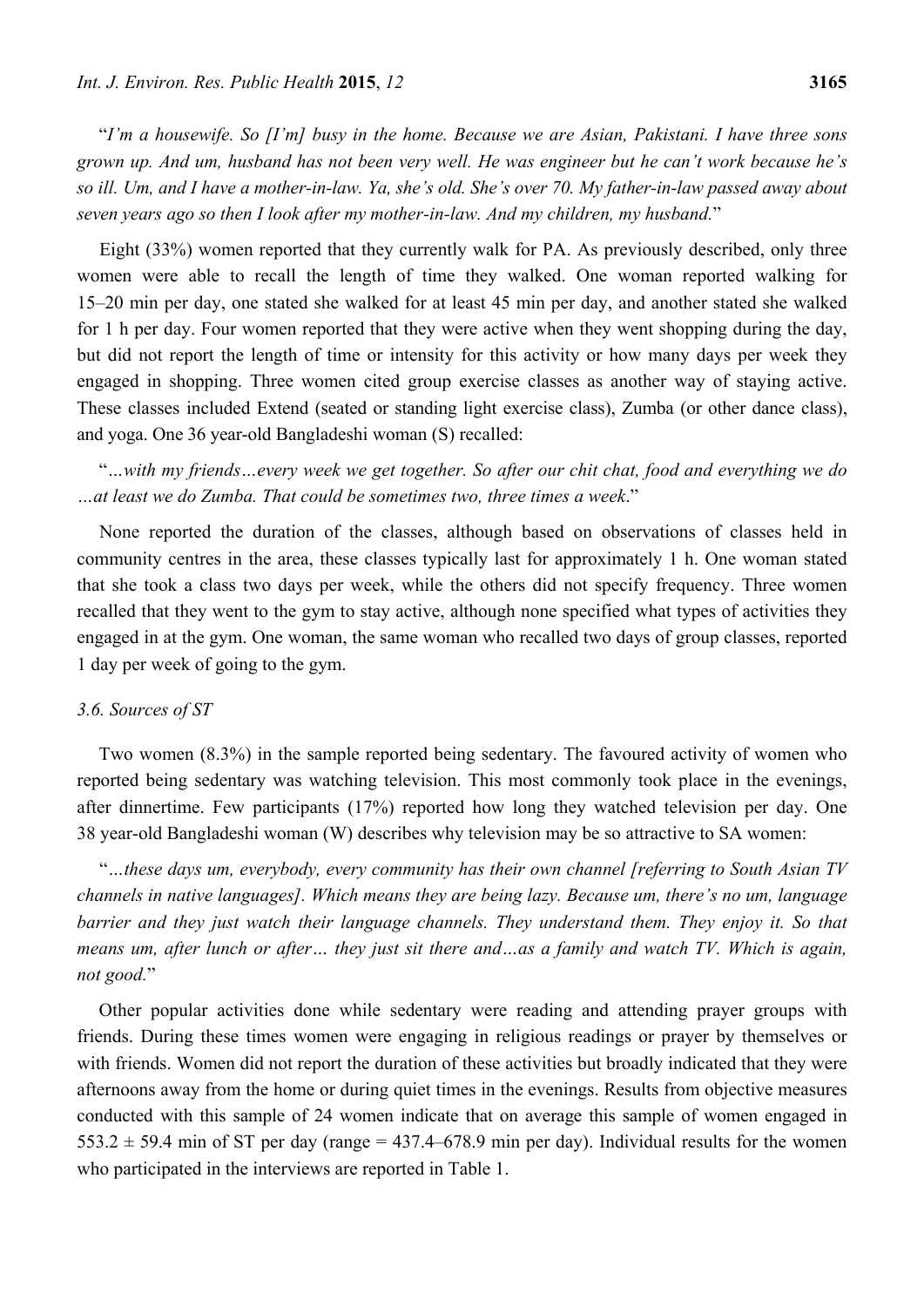"*I'm a housewife. So [I'm] busy in the home. Because we are Asian, Pakistani. I have three sons grown up. And um, husband has not been very well. He was engineer but he can't work because he's so ill. Um, and I have a mother-in-law. Ya, she's old. She's over 70. My father-in-law passed away about seven years ago so then I look after my mother-in-law. And my children, my husband.*"

Eight (33%) women reported that they currently walk for PA. As previously described, only three women were able to recall the length of time they walked. One woman reported walking for 15–20 min per day, one stated she walked for at least 45 min per day, and another stated she walked for 1 h per day. Four women reported that they were active when they went shopping during the day, but did not report the length of time or intensity for this activity or how many days per week they engaged in shopping. Three women cited group exercise classes as another way of staying active. These classes included Extend (seated or standing light exercise class), Zumba (or other dance class), and yoga. One 36 year-old Bangladeshi woman (S) recalled:

"*…with my friends…every week we get together. So after our chit chat, food and everything we do …at least we do Zumba. That could be sometimes two, three times a week*."

None reported the duration of the classes, although based on observations of classes held in community centres in the area, these classes typically last for approximately 1 h. One woman stated that she took a class two days per week, while the others did not specify frequency. Three women recalled that they went to the gym to stay active, although none specified what types of activities they engaged in at the gym. One woman, the same woman who recalled two days of group classes, reported 1 day per week of going to the gym.

### 3.6. Sources of ST

Two women (8.3%) in the sample reported being sedentary. The favoured activity of women who reported being sedentary was watching television. This most commonly took place in the evenings, after dinnertime. Few participants (17%) reported how long they watched television per day. One 38 year-old Bangladeshi woman (W) describes why television may be so attractive to SA women:

"*…these days um, everybody, every community has their own channel [referring to South Asian TV channels in native languages]. Which means they are being lazy. Because um, there's no um, language barrier and they just watch their language channels. They understand them. They enjoy it. So that means um, after lunch or after… they just sit there and…as a family and watch TV. Which is again, not good.*"

Other popular activities done while sedentary were reading and attending prayer groups with friends. During these times women were engaging in religious readings or prayer by themselves or with friends. Women did not report the duration of these activities but broadly indicated that they were afternoons away from the home or during quiet times in the evenings. Results from objective measures conducted with this sample of 24 women indicate that on average this sample of women engaged in $553.2 \pm 59.4$ min of ST per day (range = 437.4–678.9 min per day). Individual results for the women who participated in the interviews are reported in Table 1.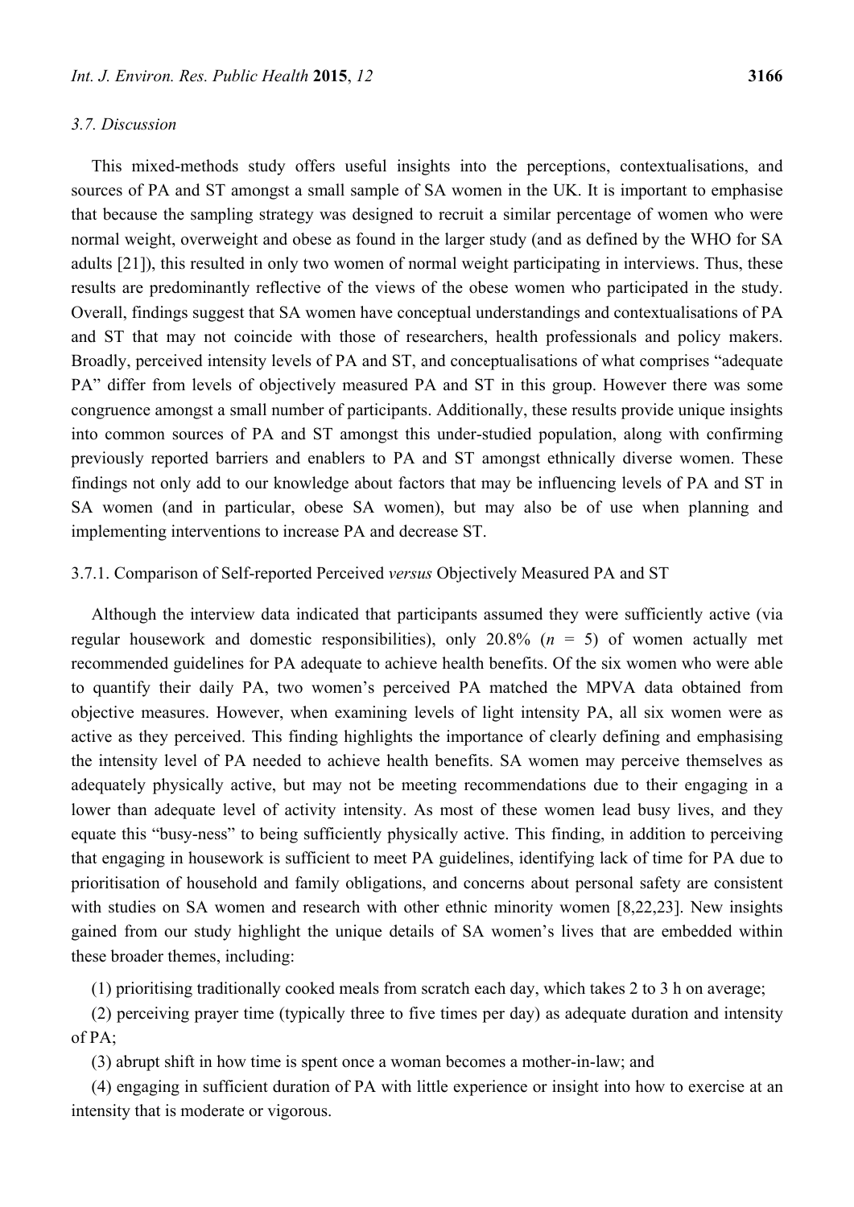### 3.7. Discussion

This mixed-methods study offers useful insights into the perceptions, contextualisations, and sources of PA and ST amongst a small sample of SA women in the UK. It is important to emphasise that because the sampling strategy was designed to recruit a similar percentage of women who were normal weight, overweight and obese as found in the larger study (and as defined by the WHO for SA adults [21]), this resulted in only two women of normal weight participating in interviews. Thus, these results are predominantly reflective of the views of the obese women who participated in the study. Overall, findings suggest that SA women have conceptual understandings and contextualisations of PA and ST that may not coincide with those of researchers, health professionals and policy makers. Broadly, perceived intensity levels of PA and ST, and conceptualisations of what comprises "adequate PA" differ from levels of objectively measured PA and ST in this group. However there was some congruence amongst a small number of participants. Additionally, these results provide unique insights into common sources of PA and ST amongst this under-studied population, along with confirming previously reported barriers and enablers to PA and ST amongst ethnically diverse women. These findings not only add to our knowledge about factors that may be influencing levels of PA and ST in SA women (and in particular, obese SA women), but may also be of use when planning and implementing interventions to increase PA and decrease ST.

#### 3.7.1. Comparison of Self-reported Perceived *versus* Objectively Measured PA and ST

Although the interview data indicated that participants assumed they were sufficiently active (via regular housework and domestic responsibilities), only 20.8% ($n$ = 5) of women actually met recommended guidelines for PA adequate to achieve health benefits. Of the six women who were able to quantify their daily PA, two women's perceived PA matched the MPVA data obtained from objective measures. However, when examining levels of light intensity PA, all six women were as active as they perceived. This finding highlights the importance of clearly defining and emphasising the intensity level of PA needed to achieve health benefits. SA women may perceive themselves as adequately physically active, but may not be meeting recommendations due to their engaging in a lower than adequate level of activity intensity. As most of these women lead busy lives, and they equate this "busy-ness" to being sufficiently physically active. This finding, in addition to perceiving that engaging in housework is sufficient to meet PA guidelines, identifying lack of time for PA due to prioritisation of household and family obligations, and concerns about personal safety are consistent with studies on SA women and research with other ethnic minority women [8,22,23]. New insights gained from our study highlight the unique details of SA women's lives that are embedded within these broader themes, including:

(1) prioritising traditionally cooked meals from scratch each day, which takes 2 to 3 h on average;

(2) perceiving prayer time (typically three to five times per day) as adequate duration and intensity of PA;

(3) abrupt shift in how time is spent once a woman becomes a mother-in-law; and

(4) engaging in sufficient duration of PA with little experience or insight into how to exercise at an intensity that is moderate or vigorous.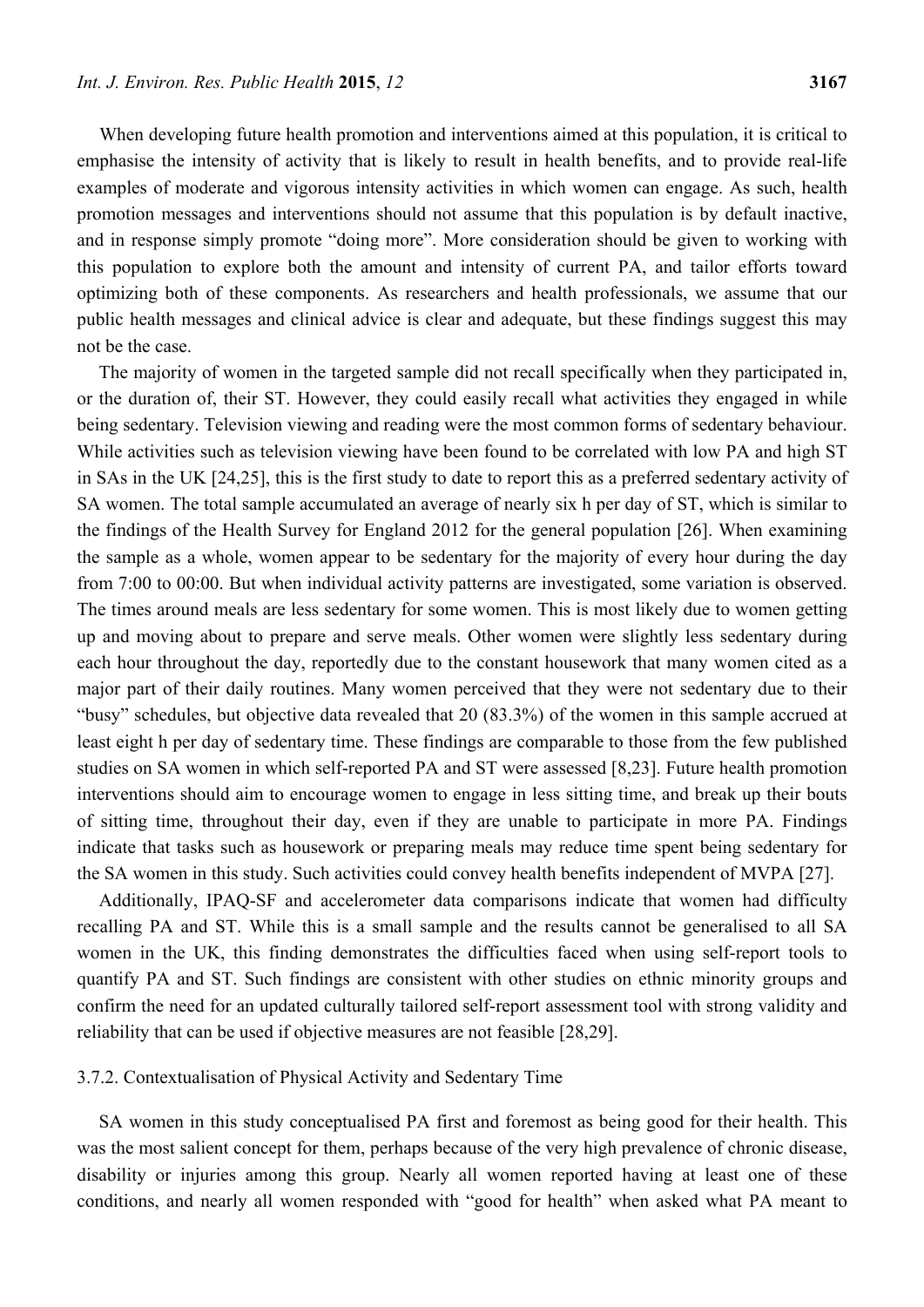When developing future health promotion and interventions aimed at this population, it is critical to emphasise the intensity of activity that is likely to result in health benefits, and to provide real-life examples of moderate and vigorous intensity activities in which women can engage. As such, health promotion messages and interventions should not assume that this population is by default inactive, and in response simply promote "doing more". More consideration should be given to working with this population to explore both the amount and intensity of current PA, and tailor efforts toward optimizing both of these components. As researchers and health professionals, we assume that our public health messages and clinical advice is clear and adequate, but these findings suggest this may not be the case.

The majority of women in the targeted sample did not recall specifically when they participated in, or the duration of, their ST. However, they could easily recall what activities they engaged in while being sedentary. Television viewing and reading were the most common forms of sedentary behaviour. While activities such as television viewing have been found to be correlated with low PA and high ST in SAs in the UK [24,25], this is the first study to date to report this as a preferred sedentary activity of SA women. The total sample accumulated an average of nearly six h per day of ST, which is similar to the findings of the Health Survey for England 2012 for the general population [26]. When examining the sample as a whole, women appear to be sedentary for the majority of every hour during the day from 7:00 to 00:00. But when individual activity patterns are investigated, some variation is observed. The times around meals are less sedentary for some women. This is most likely due to women getting up and moving about to prepare and serve meals. Other women were slightly less sedentary during each hour throughout the day, reportedly due to the constant housework that many women cited as a major part of their daily routines. Many women perceived that they were not sedentary due to their "busy" schedules, but objective data revealed that 20 (83.3%) of the women in this sample accrued at least eight h per day of sedentary time. These findings are comparable to those from the few published studies on SA women in which self-reported PA and ST were assessed [8,23]. Future health promotion interventions should aim to encourage women to engage in less sitting time, and break up their bouts of sitting time, throughout their day, even if they are unable to participate in more PA. Findings indicate that tasks such as housework or preparing meals may reduce time spent being sedentary for the SA women in this study. Such activities could convey health benefits independent of MVPA [27].

Additionally, IPAQ-SF and accelerometer data comparisons indicate that women had difficulty recalling PA and ST. While this is a small sample and the results cannot be generalised to all SA women in the UK, this finding demonstrates the difficulties faced when using self-report tools to quantify PA and ST. Such findings are consistent with other studies on ethnic minority groups and confirm the need for an updated culturally tailored self-report assessment tool with strong validity and reliability that can be used if objective measures are not feasible [28,29].

#### 3.7.2. Contextualisation of Physical Activity and Sedentary Time

SA women in this study conceptualised PA first and foremost as being good for their health. This was the most salient concept for them, perhaps because of the very high prevalence of chronic disease, disability or injuries among this group. Nearly all women reported having at least one of these conditions, and nearly all women responded with "good for health" when asked what PA meant to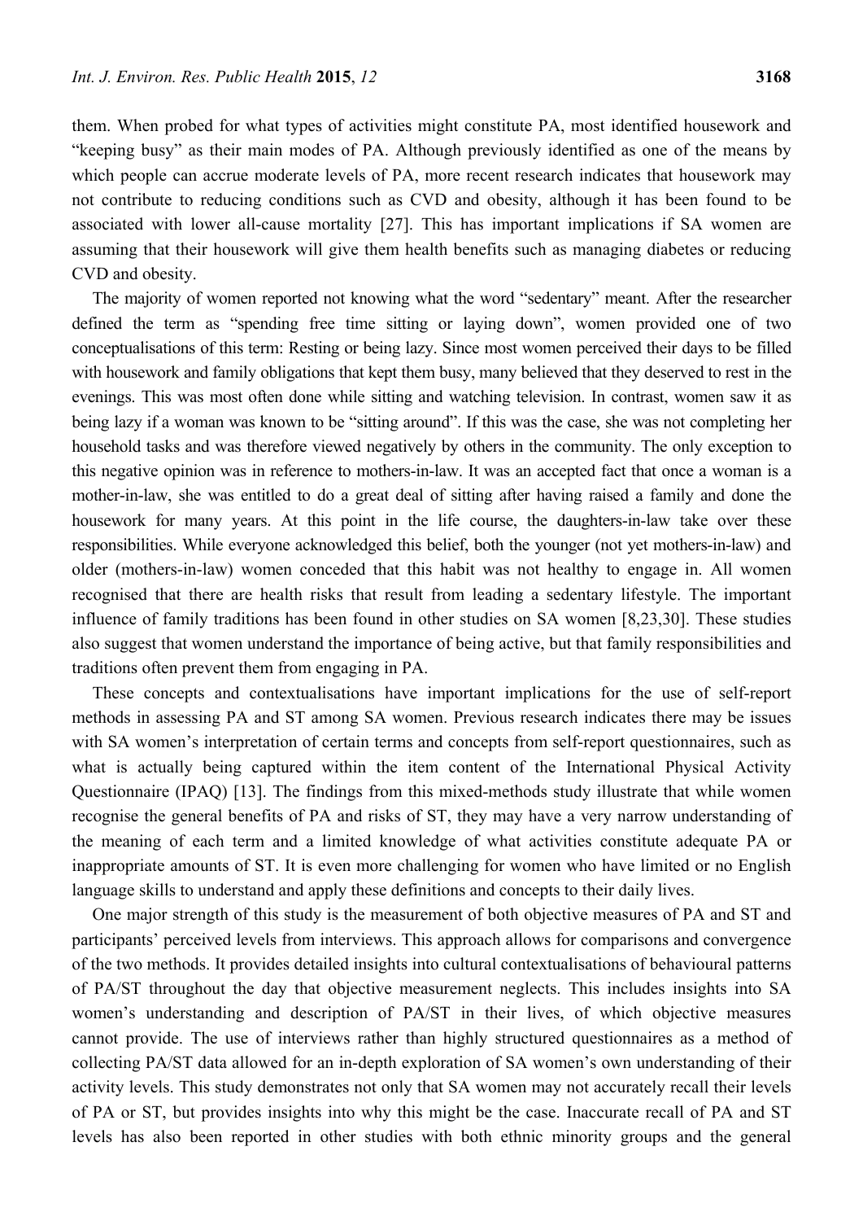them. When probed for what types of activities might constitute PA, most identified housework and "keeping busy" as their main modes of PA. Although previously identified as one of the means by which people can accrue moderate levels of PA, more recent research indicates that housework may not contribute to reducing conditions such as CVD and obesity, although it has been found to be associated with lower all-cause mortality [27]. This has important implications if SA women are assuming that their housework will give them health benefits such as managing diabetes or reducing CVD and obesity.

The majority of women reported not knowing what the word "sedentary" meant. After the researcher defined the term as "spending free time sitting or laying down", women provided one of two conceptualisations of this term: Resting or being lazy. Since most women perceived their days to be filled with housework and family obligations that kept them busy, many believed that they deserved to rest in the evenings. This was most often done while sitting and watching television. In contrast, women saw it as being lazy if a woman was known to be "sitting around". If this was the case, she was not completing her household tasks and was therefore viewed negatively by others in the community. The only exception to this negative opinion was in reference to mothers-in-law. It was an accepted fact that once a woman is a mother-in-law, she was entitled to do a great deal of sitting after having raised a family and done the housework for many years. At this point in the life course, the daughters-in-law take over these responsibilities. While everyone acknowledged this belief, both the younger (not yet mothers-in-law) and older (mothers-in-law) women conceded that this habit was not healthy to engage in. All women recognised that there are health risks that result from leading a sedentary lifestyle. The important influence of family traditions has been found in other studies on SA women [8,23,30]. These studies also suggest that women understand the importance of being active, but that family responsibilities and traditions often prevent them from engaging in PA.

These concepts and contextualisations have important implications for the use of self-report methods in assessing PA and ST among SA women. Previous research indicates there may be issues with SA women's interpretation of certain terms and concepts from self-report questionnaires, such as what is actually being captured within the item content of the International Physical Activity Questionnaire (IPAQ) [13]. The findings from this mixed-methods study illustrate that while women recognise the general benefits of PA and risks of ST, they may have a very narrow understanding of the meaning of each term and a limited knowledge of what activities constitute adequate PA or inappropriate amounts of ST. It is even more challenging for women who have limited or no English language skills to understand and apply these definitions and concepts to their daily lives.

One major strength of this study is the measurement of both objective measures of PA and ST and participants' perceived levels from interviews. This approach allows for comparisons and convergence of the two methods. It provides detailed insights into cultural contextualisations of behavioural patterns of PA/ST throughout the day that objective measurement neglects. This includes insights into SA women's understanding and description of PA/ST in their lives, of which objective measures cannot provide. The use of interviews rather than highly structured questionnaires as a method of collecting PA/ST data allowed for an in-depth exploration of SA women's own understanding of their activity levels. This study demonstrates not only that SA women may not accurately recall their levels of PA or ST, but provides insights into why this might be the case. Inaccurate recall of PA and ST levels has also been reported in other studies with both ethnic minority groups and the general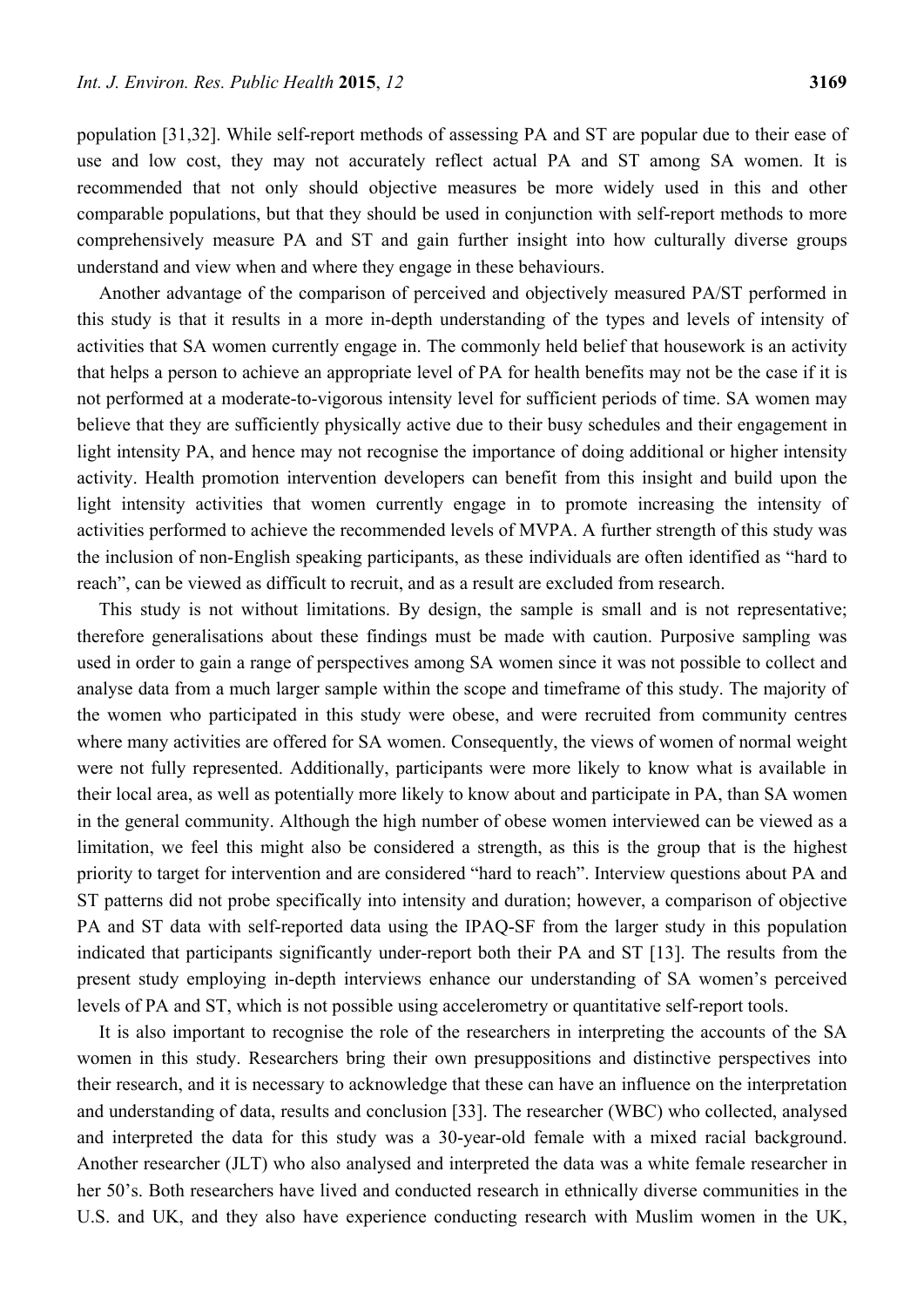population [31,32]. While self-report methods of assessing PA and ST are popular due to their ease of use and low cost, they may not accurately reflect actual PA and ST among SA women. It is recommended that not only should objective measures be more widely used in this and other comparable populations, but that they should be used in conjunction with self-report methods to more comprehensively measure PA and ST and gain further insight into how culturally diverse groups understand and view when and where they engage in these behaviours.

Another advantage of the comparison of perceived and objectively measured PA/ST performed in this study is that it results in a more in-depth understanding of the types and levels of intensity of activities that SA women currently engage in. The commonly held belief that housework is an activity that helps a person to achieve an appropriate level of PA for health benefits may not be the case if it is not performed at a moderate-to-vigorous intensity level for sufficient periods of time. SA women may believe that they are sufficiently physically active due to their busy schedules and their engagement in light intensity PA, and hence may not recognise the importance of doing additional or higher intensity activity. Health promotion intervention developers can benefit from this insight and build upon the light intensity activities that women currently engage in to promote increasing the intensity of activities performed to achieve the recommended levels of MVPA. A further strength of this study was the inclusion of non-English speaking participants, as these individuals are often identified as "hard to reach", can be viewed as difficult to recruit, and as a result are excluded from research.

This study is not without limitations. By design, the sample is small and is not representative; therefore generalisations about these findings must be made with caution. Purposive sampling was used in order to gain a range of perspectives among SA women since it was not possible to collect and analyse data from a much larger sample within the scope and timeframe of this study. The majority of the women who participated in this study were obese, and were recruited from community centres where many activities are offered for SA women. Consequently, the views of women of normal weight were not fully represented. Additionally, participants were more likely to know what is available in their local area, as well as potentially more likely to know about and participate in PA, than SA women in the general community. Although the high number of obese women interviewed can be viewed as a limitation, we feel this might also be considered a strength, as this is the group that is the highest priority to target for intervention and are considered "hard to reach". Interview questions about PA and ST patterns did not probe specifically into intensity and duration; however, a comparison of objective PA and ST data with self-reported data using the IPAQ-SF from the larger study in this population indicated that participants significantly under-report both their PA and ST [13]. The results from the present study employing in-depth interviews enhance our understanding of SA women's perceived levels of PA and ST, which is not possible using accelerometry or quantitative self-report tools.

It is also important to recognise the role of the researchers in interpreting the accounts of the SA women in this study. Researchers bring their own presuppositions and distinctive perspectives into their research, and it is necessary to acknowledge that these can have an influence on the interpretation and understanding of data, results and conclusion [33]. The researcher (WBC) who collected, analysed and interpreted the data for this study was a 30-year-old female with a mixed racial background. Another researcher (JLT) who also analysed and interpreted the data was a white female researcher in her 50's. Both researchers have lived and conducted research in ethnically diverse communities in the U.S. and UK, and they also have experience conducting research with Muslim women in the UK,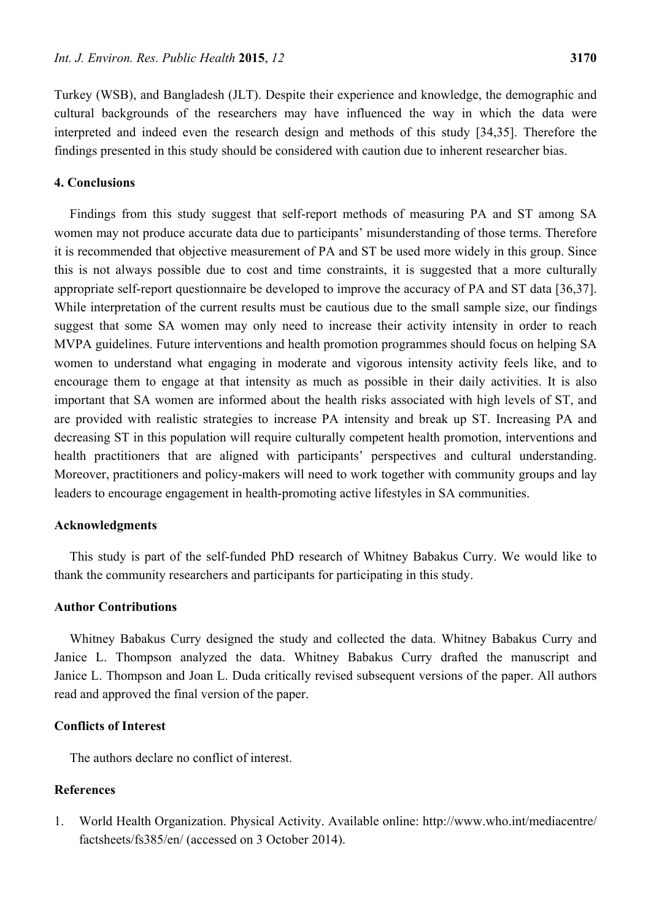Turkey (WSB), and Bangladesh (JLT). Despite their experience and knowledge, the demographic and cultural backgrounds of the researchers may have influenced the way in which the data were interpreted and indeed even the research design and methods of this study [34,35]. Therefore the findings presented in this study should be considered with caution due to inherent researcher bias.

## 4. Conclusions

Findings from this study suggest that self-report methods of measuring PA and ST among SA women may not produce accurate data due to participants' misunderstanding of those terms. Therefore it is recommended that objective measurement of PA and ST be used more widely in this group. Since this is not always possible due to cost and time constraints, it is suggested that a more culturally appropriate self-report questionnaire be developed to improve the accuracy of PA and ST data [36,37]. While interpretation of the current results must be cautious due to the small sample size, our findings suggest that some SA women may only need to increase their activity intensity in order to reach MVPA guidelines. Future interventions and health promotion programmes should focus on helping SA women to understand what engaging in moderate and vigorous intensity activity feels like, and to encourage them to engage at that intensity as much as possible in their daily activities. It is also important that SA women are informed about the health risks associated with high levels of ST, and are provided with realistic strategies to increase PA intensity and break up ST. Increasing PA and decreasing ST in this population will require culturally competent health promotion, interventions and health practitioners that are aligned with participants' perspectives and cultural understanding. Moreover, practitioners and policy-makers will need to work together with community groups and lay leaders to encourage engagement in health-promoting active lifestyles in SA communities.

## Acknowledgments

This study is part of the self-funded PhD research of Whitney Babakus Curry. We would like to thank the community researchers and participants for participating in this study.

## Author Contributions

Whitney Babakus Curry designed the study and collected the data. Whitney Babakus Curry and Janice L. Thompson analyzed the data. Whitney Babakus Curry drafted the manuscript and Janice L. Thompson and Joan L. Duda critically revised subsequent versions of the paper. All authors read and approved the final version of the paper.

## Conflicts of Interest

The authors declare no conflict of interest.

## References

1. World Health Organization. Physical Activity. Available online: http://www.who.int/mediacentre/factsheets/fs385/en/ (accessed on 3 October 2014).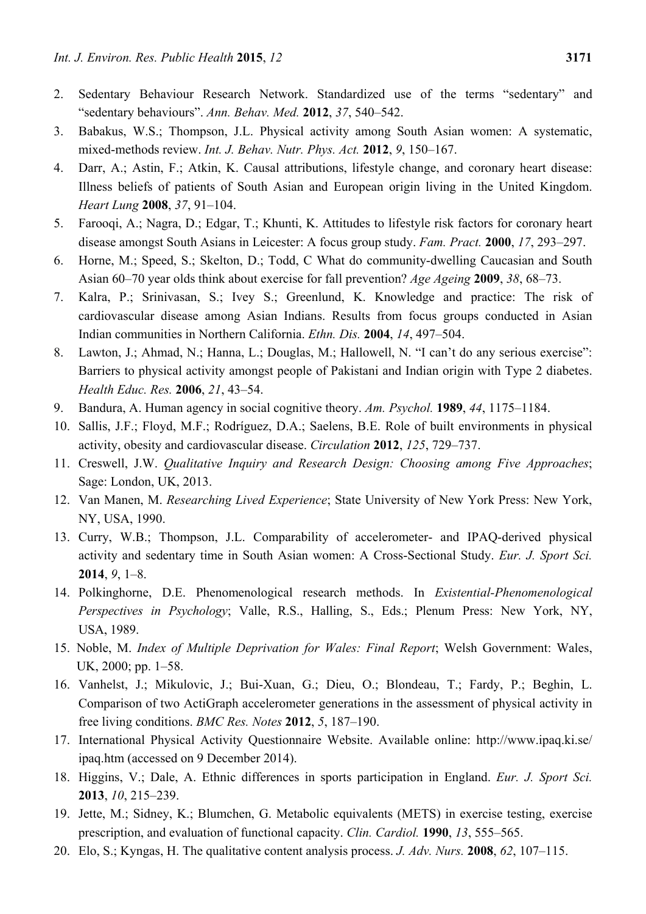2. Sedentary Behaviour Research Network. Standardized use of the terms "sedentary" and "sedentary behaviours". *Ann. Behav. Med.* **2012**, *37*, 540–542.
3. Babakus, W.S.; Thompson, J.L. Physical activity among South Asian women: A systematic, mixed-methods review. *Int. J. Behav. Nutr. Phys. Act.* **2012**, *9*, 150–167.
4. Darr, A.; Astin, F.; Atkin, K. Causal attributions, lifestyle change, and coronary heart disease: Illness beliefs of patients of South Asian and European origin living in the United Kingdom. *Heart Lung* **2008**, *37*, 91–104.
5. Farooqi, A.; Nagra, D.; Edgar, T.; Khunti, K. Attitudes to lifestyle risk factors for coronary heart disease amongst South Asians in Leicester: A focus group study. *Fam. Pract.* **2000**, *17*, 293–297.
6. Horne, M.; Speed, S.; Skelton, D.; Todd, C What do community-dwelling Caucasian and South Asian 60–70 year olds think about exercise for fall prevention? *Age Ageing* **2009**, *38*, 68–73.
7. Kalra, P.; Srinivasan, S.; Ivey S.; Greenlund, K. Knowledge and practice: The risk of cardiovascular disease among Asian Indians. Results from focus groups conducted in Asian Indian communities in Northern California. *Ethn. Dis.* **2004**, *14*, 497–504.
8. Lawton, J.; Ahmad, N.; Hanna, L.; Douglas, M.; Hallowell, N. "I can't do any serious exercise": Barriers to physical activity amongst people of Pakistani and Indian origin with Type 2 diabetes. *Health Educ. Res.* **2006**, *21*, 43–54.
9. Bandura, A. Human agency in social cognitive theory. *Am. Psychol.* **1989**, *44*, 1175–1184.
10. Sallis, J.F.; Floyd, M.F.; Rodríguez, D.A.; Saelens, B.E. Role of built environments in physical activity, obesity and cardiovascular disease. *Circulation* **2012**, *125*, 729–737.
11. Creswell, J.W. *Qualitative Inquiry and Research Design: Choosing among Five Approaches*; Sage: London, UK, 2013.
12. Van Manen, M. *Researching Lived Experience*; State University of New York Press: New York, NY, USA, 1990.
13. Curry, W.B.; Thompson, J.L. Comparability of accelerometer- and IPAQ-derived physical activity and sedentary time in South Asian women: A Cross-Sectional Study. *Eur. J. Sport Sci.* **2014**, *9*, 1–8.
14. Polkinghorne, D.E. Phenomenological research methods. In *Existential-Phenomenological Perspectives in Psychology*; Valle, R.S., Halling, S., Eds.; Plenum Press: New York, NY, USA, 1989.
15. Noble, M. *Index of Multiple Deprivation for Wales: Final Report*; Welsh Government: Wales, UK, 2000; pp. 1–58.
16. Vanhelst, J.; Mikulovic, J.; Bui-Xuan, G.; Dieu, O.; Blondeau, T.; Fardy, P.; Beghin, L. Comparison of two ActiGraph accelerometer generations in the assessment of physical activity in free living conditions. *BMC Res. Notes* **2012**, *5*, 187–190.
17. International Physical Activity Questionnaire Website. Available online: http://www.ipaq.ki.se/ipaq.htm (accessed on 9 December 2014).
18. Higgins, V.; Dale, A. Ethnic differences in sports participation in England. *Eur. J. Sport Sci.* **2013**, *10*, 215–239.
19. Jette, M.; Sidney, K.; Blumchen, G. Metabolic equivalents (METS) in exercise testing, exercise prescription, and evaluation of functional capacity. *Clin. Cardiol.* **1990**, *13*, 555–565.
20. Elo, S.; Kyngas, H. The qualitative content analysis process. *J. Adv. Nurs.* **2008**, *62*, 107–115.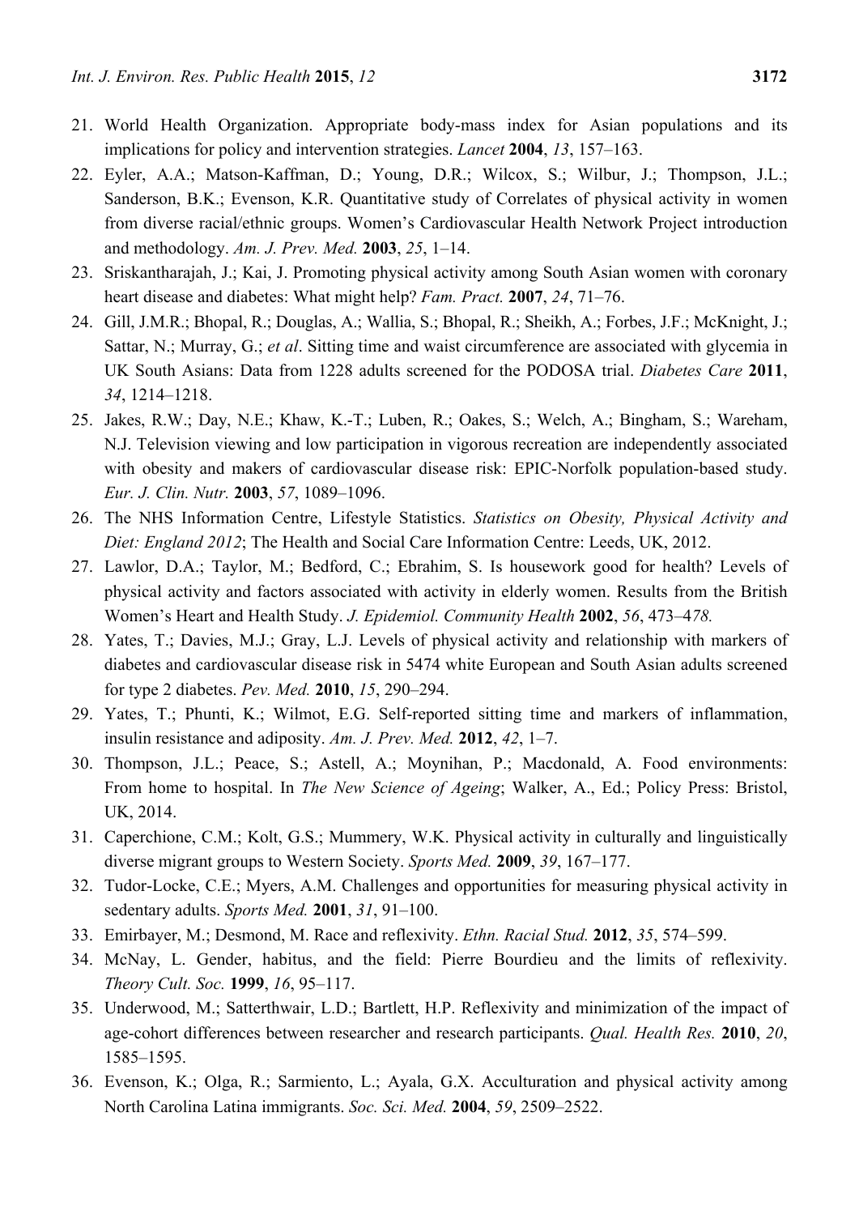21. World Health Organization. Appropriate body-mass index for Asian populations and its implications for policy and intervention strategies. *Lancet* **2004**, *13*, 157–163.
22. Eyler, A.A.; Matson-Kaffman, D.; Young, D.R.; Wilcox, S.; Wilbur, J.; Thompson, J.L.; Sanderson, B.K.; Evenson, K.R. Quantitative study of Correlates of physical activity in women from diverse racial/ethnic groups. Women's Cardiovascular Health Network Project introduction and methodology. *Am. J. Prev. Med.* **2003**, *25*, 1–14.
23. Sriskantharajah, J.; Kai, J. Promoting physical activity among South Asian women with coronary heart disease and diabetes: What might help? *Fam. Pract.* **2007**, *24*, 71–76.
24. Gill, J.M.R.; Bhopal, R.; Douglas, A.; Wallia, S.; Bhopal, R.; Sheikh, A.; Forbes, J.F.; McKnight, J.; Sattar, N.; Murray, G.; *et al*. Sitting time and waist circumference are associated with glycemia in UK South Asians: Data from 1228 adults screened for the PODOSA trial. *Diabetes Care* **2011**, *34*, 1214–1218.
25. Jakes, R.W.; Day, N.E.; Khaw, K.-T.; Luben, R.; Oakes, S.; Welch, A.; Bingham, S.; Wareham, N.J. Television viewing and low participation in vigorous recreation are independently associated with obesity and makers of cardiovascular disease risk: EPIC-Norfolk population-based study. *Eur. J. Clin. Nutr.* **2003**, *57*, 1089–1096.
26. The NHS Information Centre, Lifestyle Statistics. *Statistics on Obesity, Physical Activity and Diet: England 2012*; The Health and Social Care Information Centre: Leeds, UK, 2012.
27. Lawlor, D.A.; Taylor, M.; Bedford, C.; Ebrahim, S. Is housework good for health? Levels of physical activity and factors associated with activity in elderly women. Results from the British Women's Heart and Health Study. *J. Epidemiol. Community Health* **2002**, *56*, 473–4*78.*
28. Yates, T.; Davies, M.J.; Gray, L.J. Levels of physical activity and relationship with markers of diabetes and cardiovascular disease risk in 5474 white European and South Asian adults screened for type 2 diabetes. *Pev. Med.* **2010**, *15*, 290–294.
29. Yates, T.; Phunti, K.; Wilmot, E.G. Self-reported sitting time and markers of inflammation, insulin resistance and adiposity. *Am. J. Prev. Med.* **2012**, *42*, 1–7.
30. Thompson, J.L.; Peace, S.; Astell, A.; Moynihan, P.; Macdonald, A. Food environments: From home to hospital. In *The New Science of Ageing*; Walker, A., Ed.; Policy Press: Bristol, UK, 2014.
31. Caperchione, C.M.; Kolt, G.S.; Mummery, W.K. Physical activity in culturally and linguistically diverse migrant groups to Western Society. *Sports Med.* **2009**, *39*, 167–177.
32. Tudor-Locke, C.E.; Myers, A.M. Challenges and opportunities for measuring physical activity in sedentary adults. *Sports Med.* **2001**, *31*, 91–100.
33. Emirbayer, M.; Desmond, M. Race and reflexivity. *Ethn. Racial Stud.* **2012**, *35*, 574–599.
34. McNay, L. Gender, habitus, and the field: Pierre Bourdieu and the limits of reflexivity. *Theory Cult. Soc.* **1999**, *16*, 95–117.
35. Underwood, M.; Satterthwair, L.D.; Bartlett, H.P. Reflexivity and minimization of the impact of age-cohort differences between researcher and research participants. *Qual. Health Res.* **2010**, *20*, 1585–1595.
36. Evenson, K.; Olga, R.; Sarmiento, L.; Ayala, G.X. Acculturation and physical activity among North Carolina Latina immigrants. *Soc. Sci. Med.* **2004**, *59*, 2509–2522.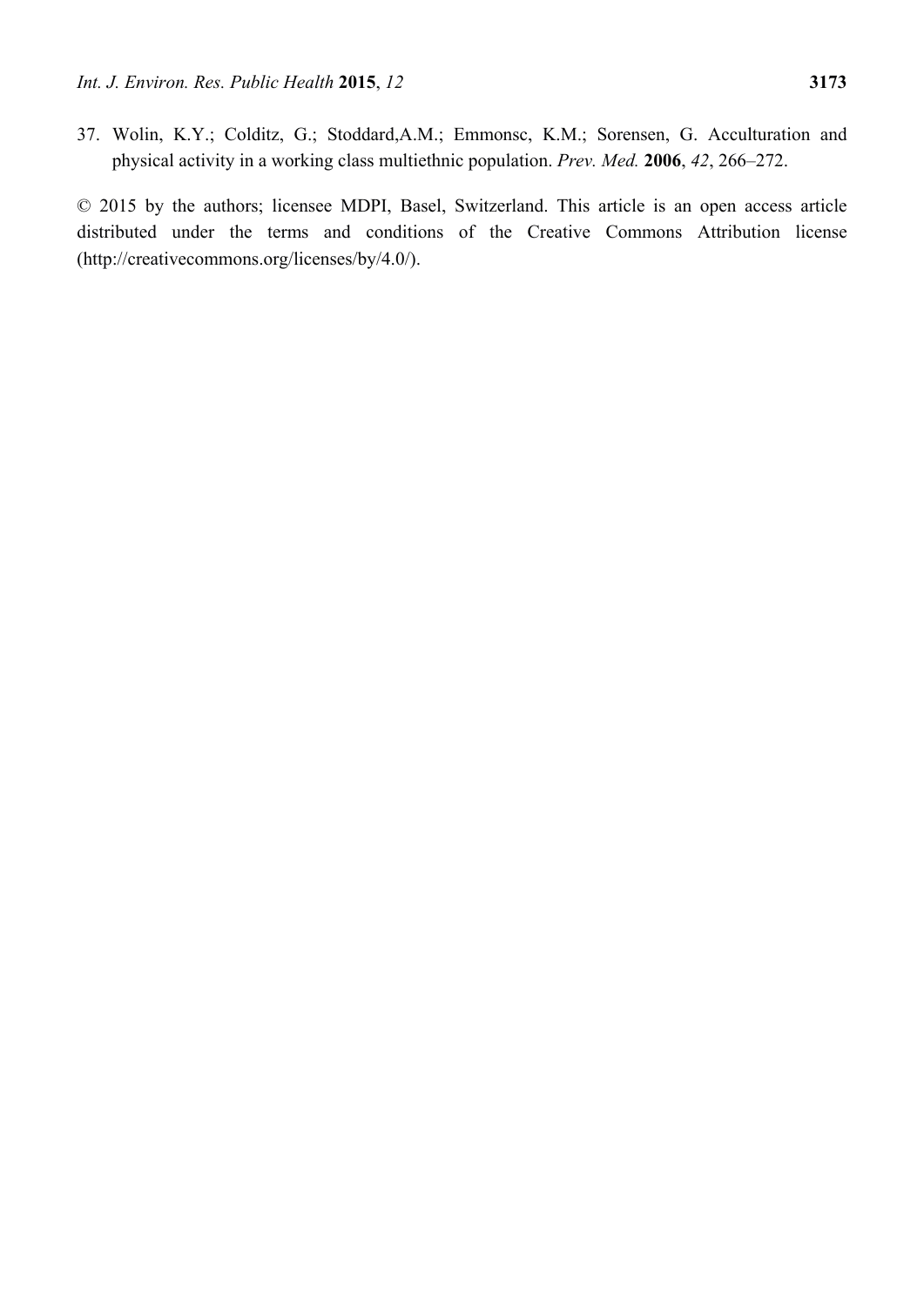37. Wolin, K.Y.; Colditz, G.; Stoddard,A.M.; Emmonsc, K.M.; Sorensen, G. Acculturation and physical activity in a working class multiethnic population. *Prev. Med.* **2006**, *42*, 266–272.

© 2015 by the authors; licensee MDPI, Basel, Switzerland. This article is an open access article distributed under the terms and conditions of the Creative Commons Attribution license (http://creativecommons.org/licenses/by/4.0/).